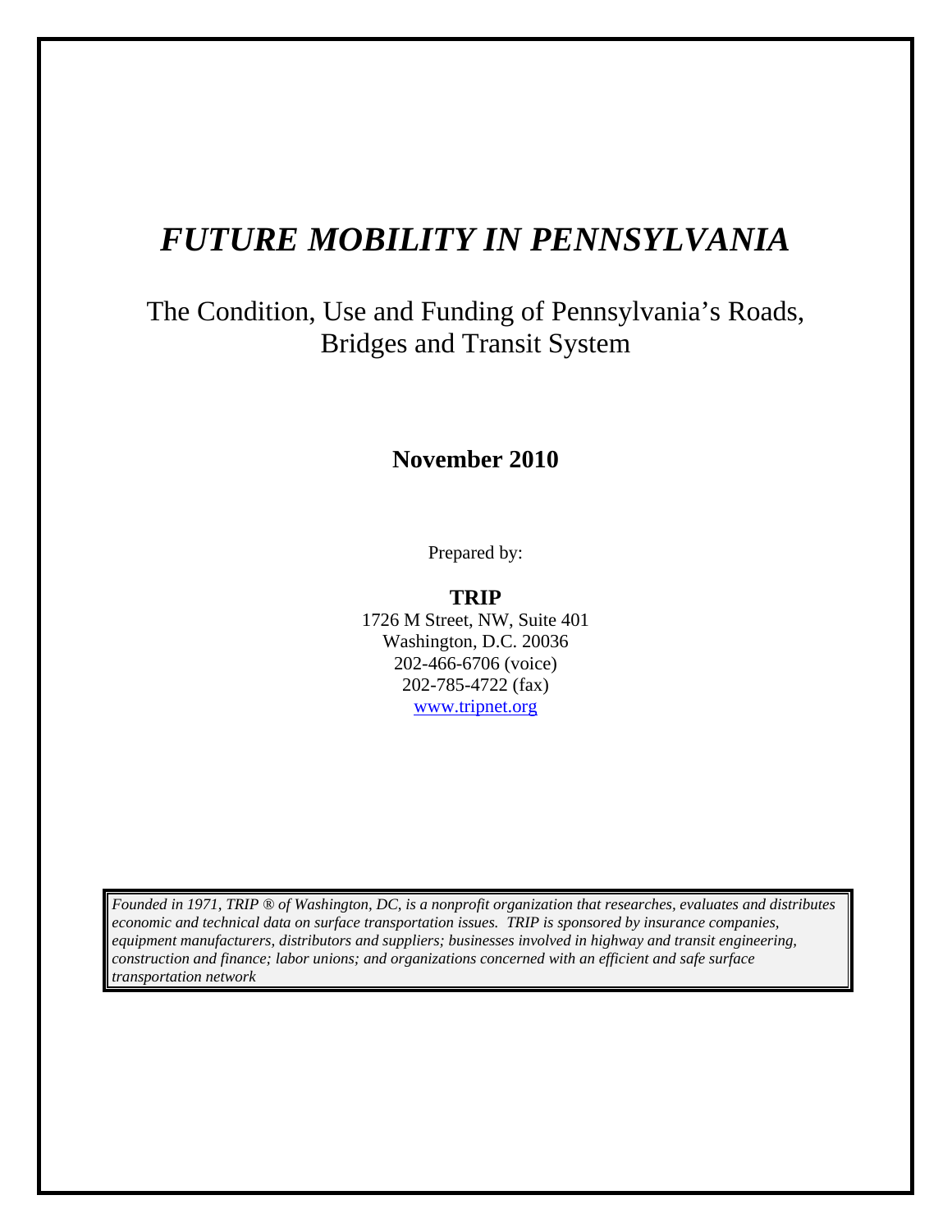# *FUTURE MOBILITY IN PENNSYLVANIA*

## The Condition, Use and Funding of Pennsylvania's Roads, Bridges and Transit System

**November 2010**

Prepared by:

**TRIP**
1726 M Street, NW, Suite 401
Washington, D.C. 20036
202-466-6706 (voice)
202-785-4722 (fax)
www.tripnet.org

*Founded in 1971, TRIP ® of Washington, DC, is a nonprofit organization that researches, evaluates and distributes economic and technical data on surface transportation issues. TRIP is sponsored by insurance companies, equipment manufacturers, distributors and suppliers; businesses involved in highway and transit engineering, construction and finance; labor unions; and organizations concerned with an efficient and safe surface transportation network*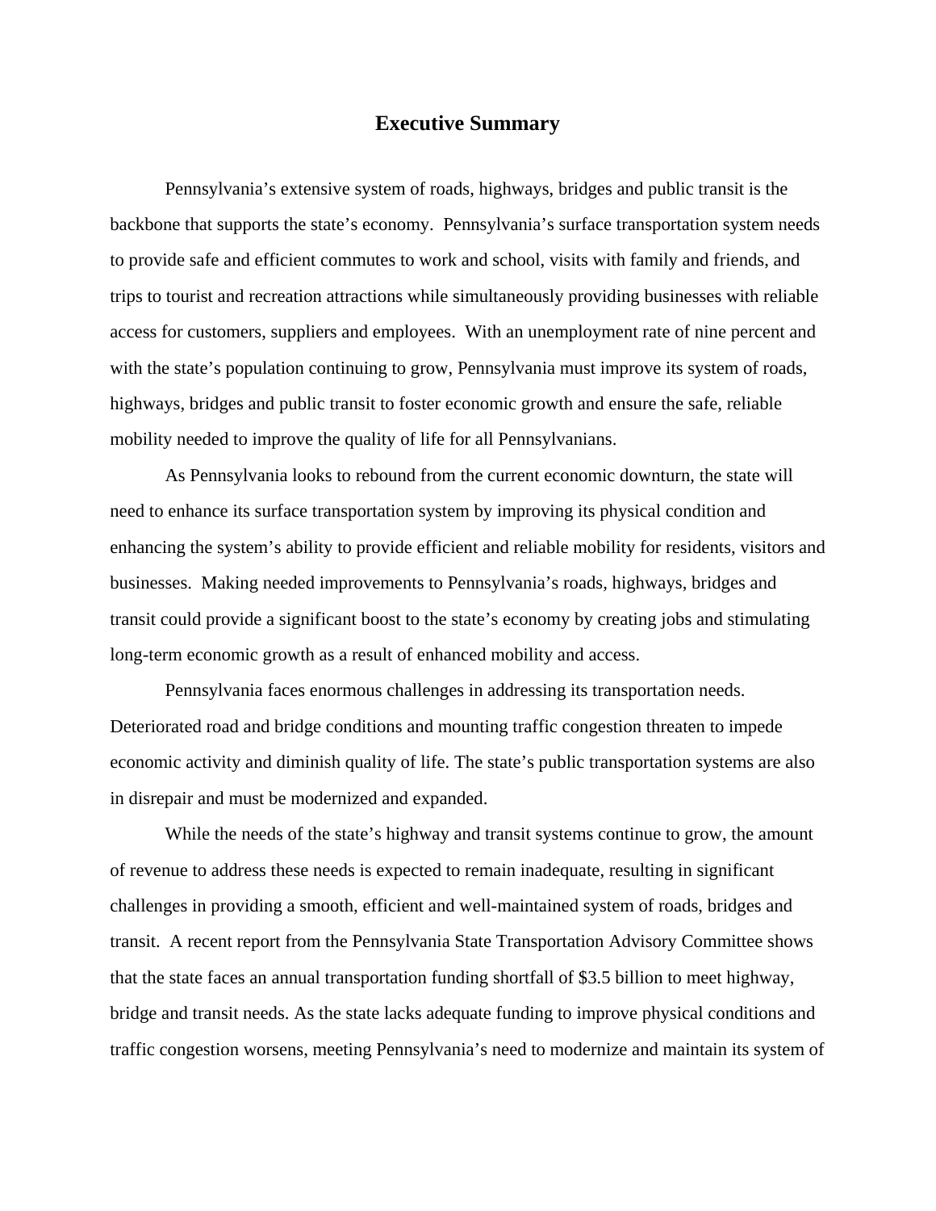# Executive Summary

Pennsylvania's extensive system of roads, highways, bridges and public transit is the backbone that supports the state's economy. Pennsylvania's surface transportation system needs to provide safe and efficient commutes to work and school, visits with family and friends, and trips to tourist and recreation attractions while simultaneously providing businesses with reliable access for customers, suppliers and employees. With an unemployment rate of nine percent and with the state's population continuing to grow, Pennsylvania must improve its system of roads, highways, bridges and public transit to foster economic growth and ensure the safe, reliable mobility needed to improve the quality of life for all Pennsylvanians.

As Pennsylvania looks to rebound from the current economic downturn, the state will need to enhance its surface transportation system by improving its physical condition and enhancing the system's ability to provide efficient and reliable mobility for residents, visitors and businesses. Making needed improvements to Pennsylvania's roads, highways, bridges and transit could provide a significant boost to the state's economy by creating jobs and stimulating long-term economic growth as a result of enhanced mobility and access.

Pennsylvania faces enormous challenges in addressing its transportation needs. Deteriorated road and bridge conditions and mounting traffic congestion threaten to impede economic activity and diminish quality of life. The state's public transportation systems are also in disrepair and must be modernized and expanded.

While the needs of the state's highway and transit systems continue to grow, the amount of revenue to address these needs is expected to remain inadequate, resulting in significant challenges in providing a smooth, efficient and well-maintained system of roads, bridges and transit. A recent report from the Pennsylvania State Transportation Advisory Committee shows that the state faces an annual transportation funding shortfall of $3.5 billion to meet highway, bridge and transit needs. As the state lacks adequate funding to improve physical conditions and traffic congestion worsens, meeting Pennsylvania's need to modernize and maintain its system of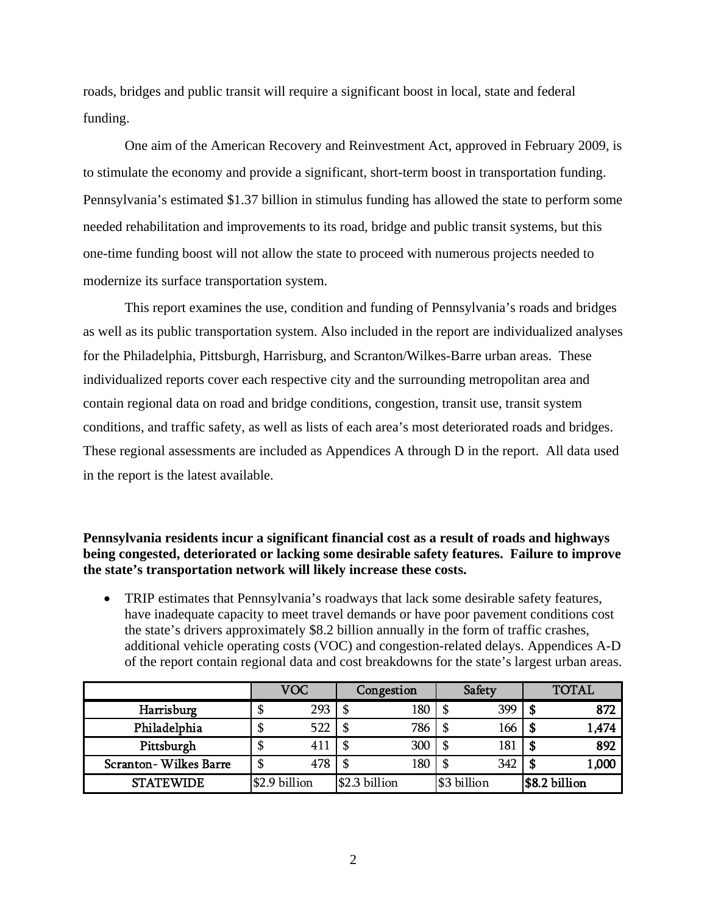roads, bridges and public transit will require a significant boost in local, state and federal funding.

One aim of the American Recovery and Reinvestment Act, approved in February 2009, is to stimulate the economy and provide a significant, short-term boost in transportation funding. Pennsylvania's estimated $1.37 billion in stimulus funding has allowed the state to perform some needed rehabilitation and improvements to its road, bridge and public transit systems, but this one-time funding boost will not allow the state to proceed with numerous projects needed to modernize its surface transportation system.

This report examines the use, condition and funding of Pennsylvania's roads and bridges as well as its public transportation system. Also included in the report are individualized analyses for the Philadelphia, Pittsburgh, Harrisburg, and Scranton/Wilkes-Barre urban areas. These individualized reports cover each respective city and the surrounding metropolitan area and contain regional data on road and bridge conditions, congestion, transit use, transit system conditions, and traffic safety, as well as lists of each area's most deteriorated roads and bridges. These regional assessments are included as Appendices A through D in the report. All data used in the report is the latest available.

**Pennsylvania residents incur a significant financial cost as a result of roads and highways being congested, deteriorated or lacking some desirable safety features. Failure to improve the state's transportation network will likely increase these costs.**

- TRIP estimates that Pennsylvania's roadways that lack some desirable safety features, have inadequate capacity to meet travel demands or have poor pavement conditions cost the state's drivers approximately $8.2 billion annually in the form of traffic crashes, additional vehicle operating costs (VOC) and congestion-related delays. Appendices A-D of the report contain regional data and cost breakdowns for the state's largest urban areas.

| | VOC | Congestion | Safety | TOTAL |
|---|---|---|---|---|
| Harrisburg | $ 293 | $ 180 | $ 399 | **$ 872** |
| Philadelphia | $ 522 | $ 786 | $ 166 | **$ 1,474** |
| Pittsburgh | $ 411 | $ 300 | $ 181 | **$ 892** |
| Scranton- Wilkes Barre | $ 478 | $ 180 | $ 342 | **$ 1,000** |
| STATEWIDE | $2.9 billion | $2.3 billion | $3 billion | **$8.2 billion** |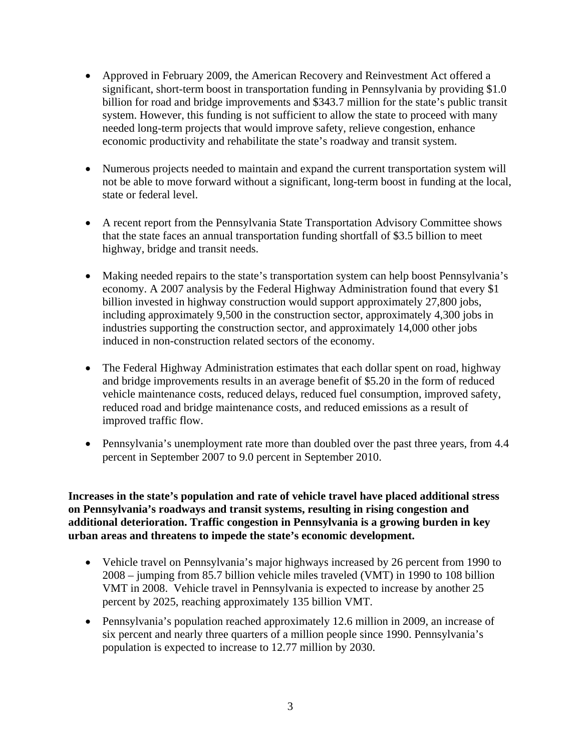- Approved in February 2009, the American Recovery and Reinvestment Act offered a significant, short-term boost in transportation funding in Pennsylvania by providing $1.0 billion for road and bridge improvements and $343.7 million for the state's public transit system. However, this funding is not sufficient to allow the state to proceed with many needed long-term projects that would improve safety, relieve congestion, enhance economic productivity and rehabilitate the state's roadway and transit system.

- Numerous projects needed to maintain and expand the current transportation system will not be able to move forward without a significant, long-term boost in funding at the local, state or federal level.

- A recent report from the Pennsylvania State Transportation Advisory Committee shows that the state faces an annual transportation funding shortfall of $3.5 billion to meet highway, bridge and transit needs.

- Making needed repairs to the state's transportation system can help boost Pennsylvania's economy. A 2007 analysis by the Federal Highway Administration found that every $1 billion invested in highway construction would support approximately 27,800 jobs, including approximately 9,500 in the construction sector, approximately 4,300 jobs in industries supporting the construction sector, and approximately 14,000 other jobs induced in non-construction related sectors of the economy.

- The Federal Highway Administration estimates that each dollar spent on road, highway and bridge improvements results in an average benefit of $5.20 in the form of reduced vehicle maintenance costs, reduced delays, reduced fuel consumption, improved safety, reduced road and bridge maintenance costs, and reduced emissions as a result of improved traffic flow.

- Pennsylvania's unemployment rate more than doubled over the past three years, from 4.4 percent in September 2007 to 9.0 percent in September 2010.

**Increases in the state's population and rate of vehicle travel have placed additional stress on Pennsylvania's roadways and transit systems, resulting in rising congestion and additional deterioration. Traffic congestion in Pennsylvania is a growing burden in key urban areas and threatens to impede the state's economic development.**

- Vehicle travel on Pennsylvania's major highways increased by 26 percent from 1990 to 2008 – jumping from 85.7 billion vehicle miles traveled (VMT) in 1990 to 108 billion VMT in 2008. Vehicle travel in Pennsylvania is expected to increase by another 25 percent by 2025, reaching approximately 135 billion VMT.

- Pennsylvania's population reached approximately 12.6 million in 2009, an increase of six percent and nearly three quarters of a million people since 1990. Pennsylvania's population is expected to increase to 12.77 million by 2030.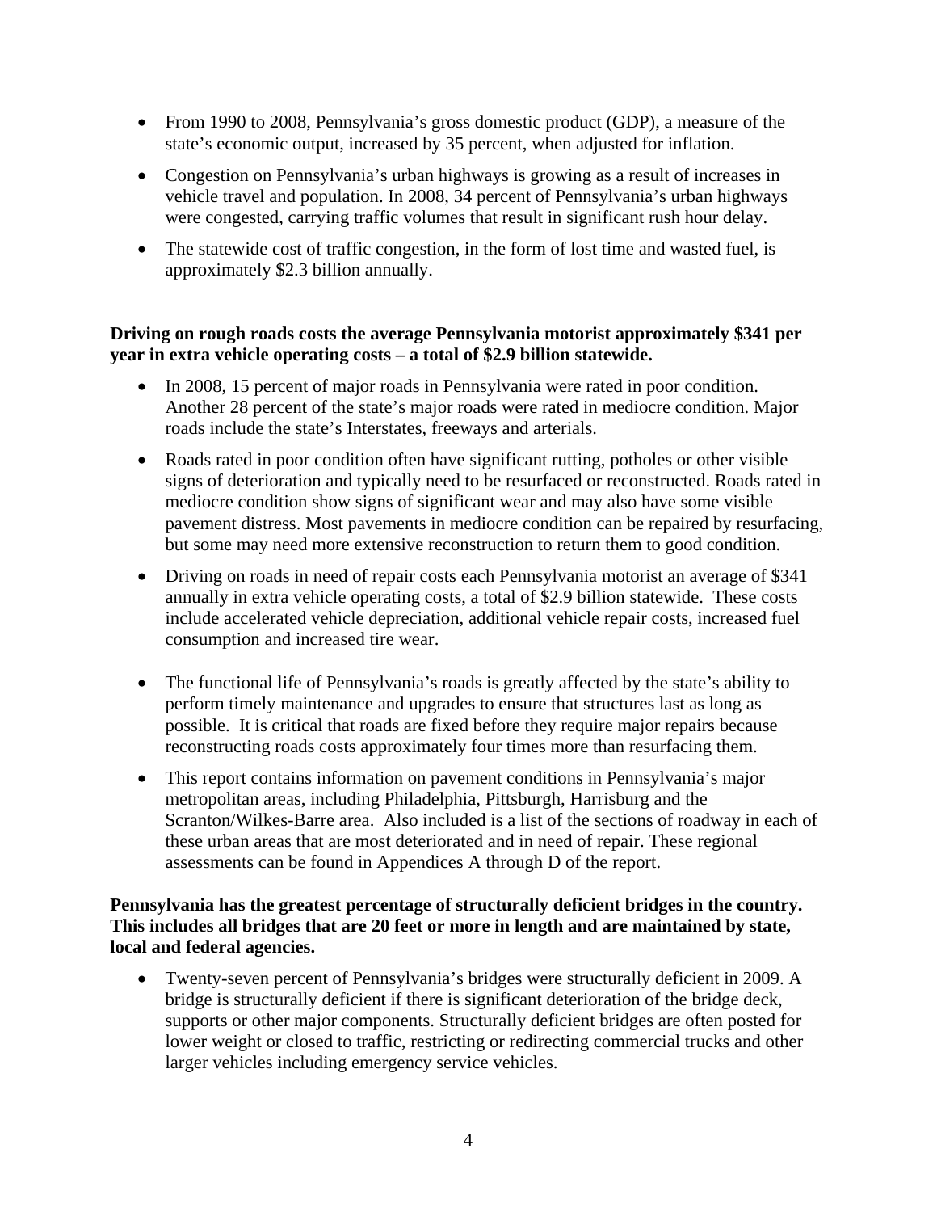- From 1990 to 2008, Pennsylvania's gross domestic product (GDP), a measure of the state's economic output, increased by 35 percent, when adjusted for inflation.
- Congestion on Pennsylvania's urban highways is growing as a result of increases in vehicle travel and population. In 2008, 34 percent of Pennsylvania's urban highways were congested, carrying traffic volumes that result in significant rush hour delay.
- The statewide cost of traffic congestion, in the form of lost time and wasted fuel, is approximately $2.3 billion annually.

**Driving on rough roads costs the average Pennsylvania motorist approximately $341 per year in extra vehicle operating costs – a total of $2.9 billion statewide.**

- In 2008, 15 percent of major roads in Pennsylvania were rated in poor condition. Another 28 percent of the state's major roads were rated in mediocre condition. Major roads include the state's Interstates, freeways and arterials.
- Roads rated in poor condition often have significant rutting, potholes or other visible signs of deterioration and typically need to be resurfaced or reconstructed. Roads rated in mediocre condition show signs of significant wear and may also have some visible pavement distress. Most pavements in mediocre condition can be repaired by resurfacing, but some may need more extensive reconstruction to return them to good condition.
- Driving on roads in need of repair costs each Pennsylvania motorist an average of $341 annually in extra vehicle operating costs, a total of $2.9 billion statewide. These costs include accelerated vehicle depreciation, additional vehicle repair costs, increased fuel consumption and increased tire wear.
- The functional life of Pennsylvania's roads is greatly affected by the state's ability to perform timely maintenance and upgrades to ensure that structures last as long as possible. It is critical that roads are fixed before they require major repairs because reconstructing roads costs approximately four times more than resurfacing them.
- This report contains information on pavement conditions in Pennsylvania's major metropolitan areas, including Philadelphia, Pittsburgh, Harrisburg and the Scranton/Wilkes-Barre area. Also included is a list of the sections of roadway in each of these urban areas that are most deteriorated and in need of repair. These regional assessments can be found in Appendices A through D of the report.

**Pennsylvania has the greatest percentage of structurally deficient bridges in the country. This includes all bridges that are 20 feet or more in length and are maintained by state, local and federal agencies.**

- Twenty-seven percent of Pennsylvania's bridges were structurally deficient in 2009. A bridge is structurally deficient if there is significant deterioration of the bridge deck, supports or other major components. Structurally deficient bridges are often posted for lower weight or closed to traffic, restricting or redirecting commercial trucks and other larger vehicles including emergency service vehicles.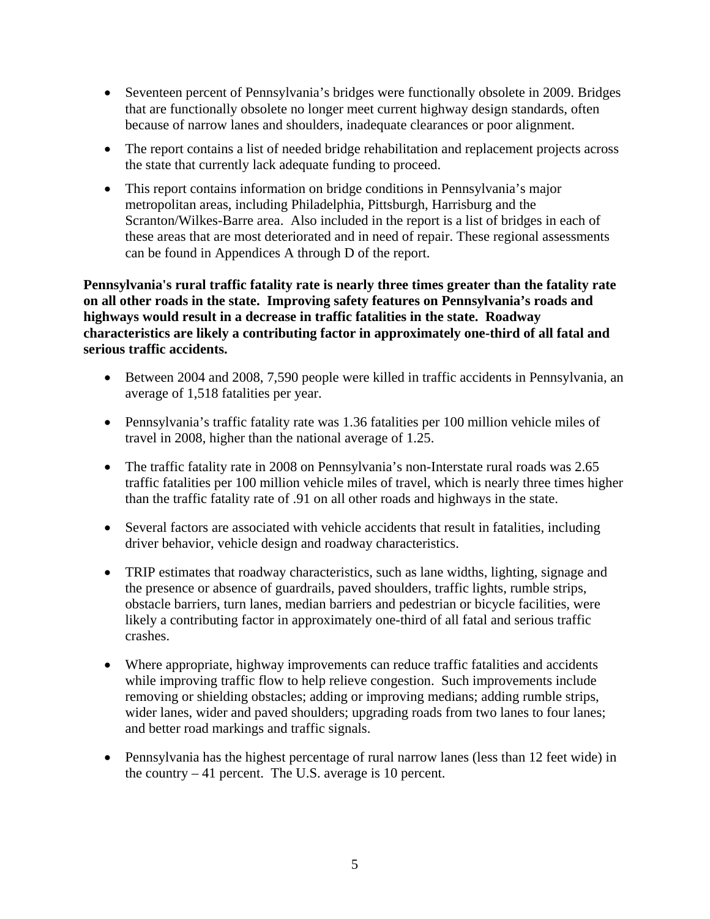- Seventeen percent of Pennsylvania's bridges were functionally obsolete in 2009. Bridges that are functionally obsolete no longer meet current highway design standards, often because of narrow lanes and shoulders, inadequate clearances or poor alignment.

- The report contains a list of needed bridge rehabilitation and replacement projects across the state that currently lack adequate funding to proceed.

- This report contains information on bridge conditions in Pennsylvania's major metropolitan areas, including Philadelphia, Pittsburgh, Harrisburg and the Scranton/Wilkes-Barre area. Also included in the report is a list of bridges in each of these areas that are most deteriorated and in need of repair. These regional assessments can be found in Appendices A through D of the report.

**Pennsylvania's rural traffic fatality rate is nearly three times greater than the fatality rate on all other roads in the state. Improving safety features on Pennsylvania's roads and highways would result in a decrease in traffic fatalities in the state. Roadway characteristics are likely a contributing factor in approximately one-third of all fatal and serious traffic accidents.**

- Between 2004 and 2008, 7,590 people were killed in traffic accidents in Pennsylvania, an average of 1,518 fatalities per year.

- Pennsylvania's traffic fatality rate was 1.36 fatalities per 100 million vehicle miles of travel in 2008, higher than the national average of 1.25.

- The traffic fatality rate in 2008 on Pennsylvania's non-Interstate rural roads was 2.65 traffic fatalities per 100 million vehicle miles of travel, which is nearly three times higher than the traffic fatality rate of .91 on all other roads and highways in the state.

- Several factors are associated with vehicle accidents that result in fatalities, including driver behavior, vehicle design and roadway characteristics.

- TRIP estimates that roadway characteristics, such as lane widths, lighting, signage and the presence or absence of guardrails, paved shoulders, traffic lights, rumble strips, obstacle barriers, turn lanes, median barriers and pedestrian or bicycle facilities, were likely a contributing factor in approximately one-third of all fatal and serious traffic crashes.

- Where appropriate, highway improvements can reduce traffic fatalities and accidents while improving traffic flow to help relieve congestion. Such improvements include removing or shielding obstacles; adding or improving medians; adding rumble strips, wider lanes, wider and paved shoulders; upgrading roads from two lanes to four lanes; and better road markings and traffic signals.

- Pennsylvania has the highest percentage of rural narrow lanes (less than 12 feet wide) in the country – 41 percent. The U.S. average is 10 percent.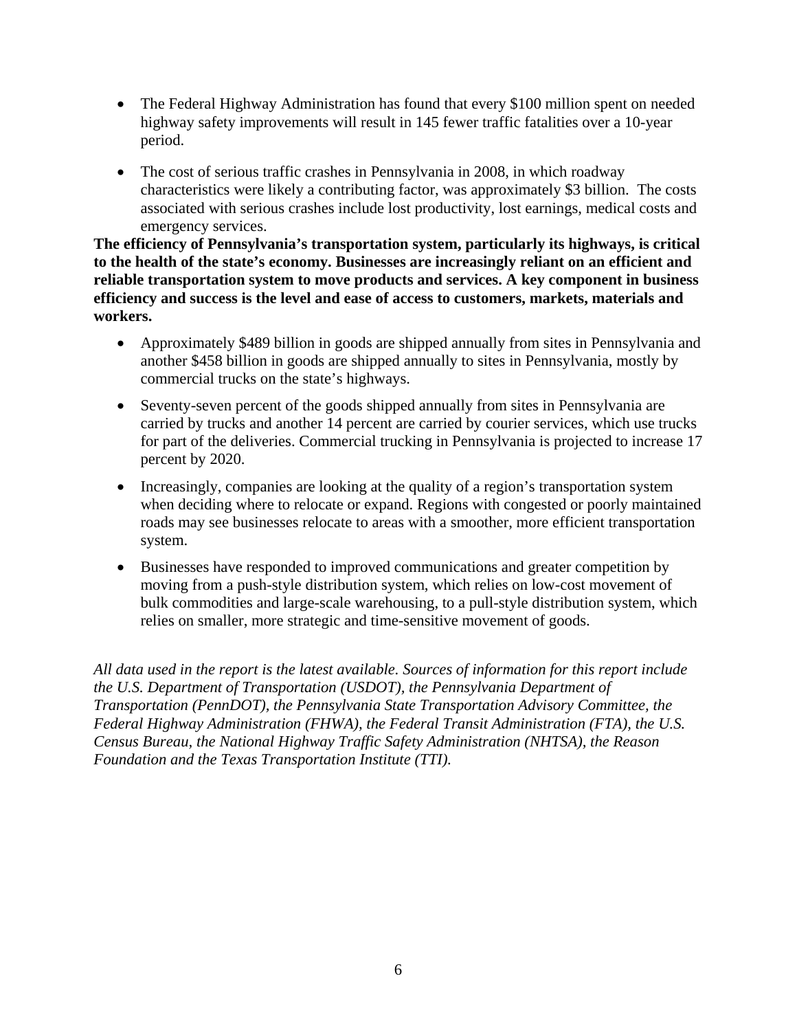- The Federal Highway Administration has found that every $100 million spent on needed highway safety improvements will result in 145 fewer traffic fatalities over a 10-year period.

- The cost of serious traffic crashes in Pennsylvania in 2008, in which roadway characteristics were likely a contributing factor, was approximately $3 billion. The costs associated with serious crashes include lost productivity, lost earnings, medical costs and emergency services.

**The efficiency of Pennsylvania's transportation system, particularly its highways, is critical to the health of the state's economy. Businesses are increasingly reliant on an efficient and reliable transportation system to move products and services. A key component in business efficiency and success is the level and ease of access to customers, markets, materials and workers.**

- Approximately $489 billion in goods are shipped annually from sites in Pennsylvania and another $458 billion in goods are shipped annually to sites in Pennsylvania, mostly by commercial trucks on the state's highways.

- Seventy-seven percent of the goods shipped annually from sites in Pennsylvania are carried by trucks and another 14 percent are carried by courier services, which use trucks for part of the deliveries. Commercial trucking in Pennsylvania is projected to increase 17 percent by 2020.

- Increasingly, companies are looking at the quality of a region's transportation system when deciding where to relocate or expand. Regions with congested or poorly maintained roads may see businesses relocate to areas with a smoother, more efficient transportation system.

- Businesses have responded to improved communications and greater competition by moving from a push-style distribution system, which relies on low-cost movement of bulk commodities and large-scale warehousing, to a pull-style distribution system, which relies on smaller, more strategic and time-sensitive movement of goods.

*All data used in the report is the latest available. Sources of information for this report include the U.S. Department of Transportation (USDOT), the Pennsylvania Department of Transportation (PennDOT), the Pennsylvania State Transportation Advisory Committee, the Federal Highway Administration (FHWA), the Federal Transit Administration (FTA), the U.S. Census Bureau, the National Highway Traffic Safety Administration (NHTSA), the Reason Foundation and the Texas Transportation Institute (TTI).*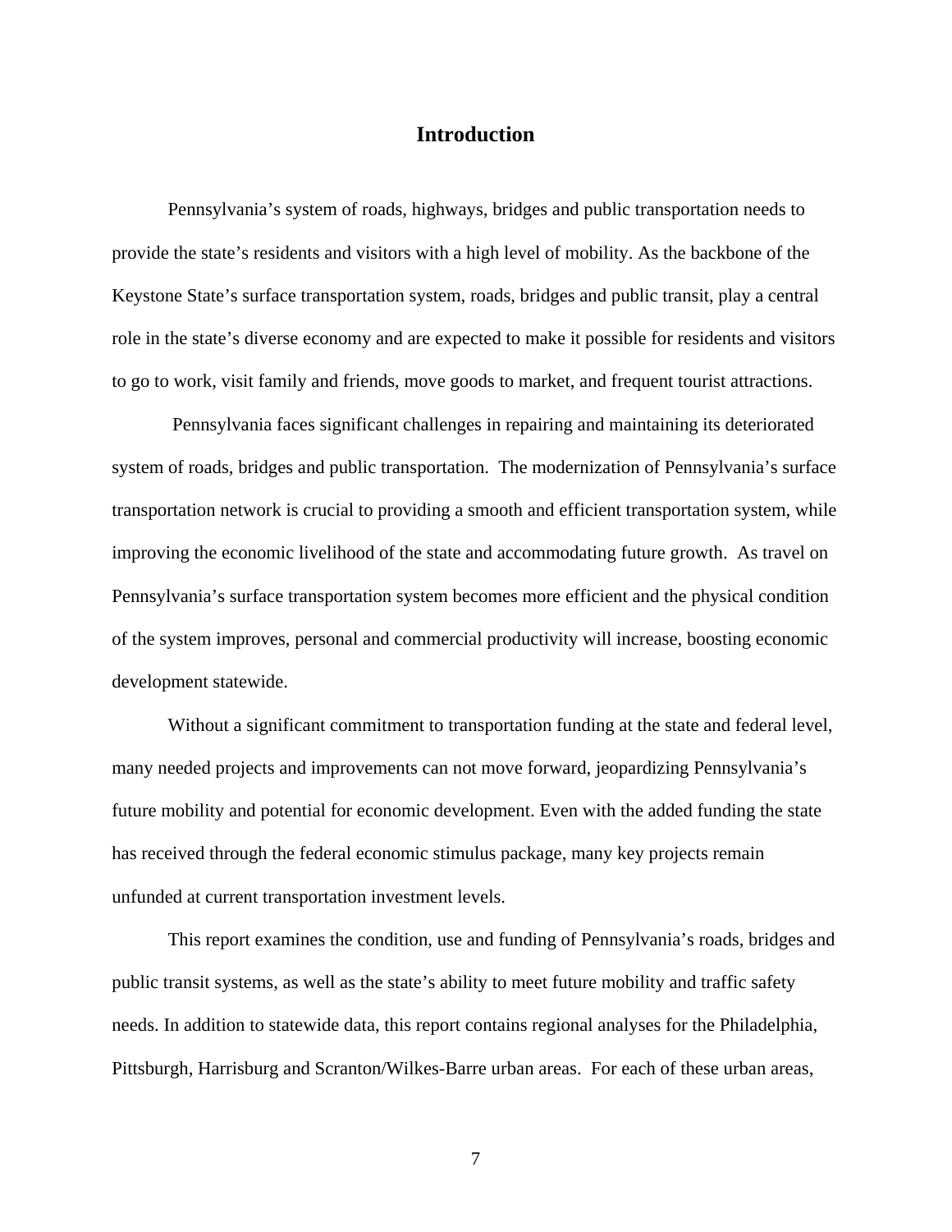# Introduction

Pennsylvania's system of roads, highways, bridges and public transportation needs to provide the state's residents and visitors with a high level of mobility. As the backbone of the Keystone State's surface transportation system, roads, bridges and public transit, play a central role in the state's diverse economy and are expected to make it possible for residents and visitors to go to work, visit family and friends, move goods to market, and frequent tourist attractions.

Pennsylvania faces significant challenges in repairing and maintaining its deteriorated system of roads, bridges and public transportation. The modernization of Pennsylvania's surface transportation network is crucial to providing a smooth and efficient transportation system, while improving the economic livelihood of the state and accommodating future growth. As travel on Pennsylvania's surface transportation system becomes more efficient and the physical condition of the system improves, personal and commercial productivity will increase, boosting economic development statewide.

Without a significant commitment to transportation funding at the state and federal level, many needed projects and improvements can not move forward, jeopardizing Pennsylvania's future mobility and potential for economic development. Even with the added funding the state has received through the federal economic stimulus package, many key projects remain unfunded at current transportation investment levels.

This report examines the condition, use and funding of Pennsylvania's roads, bridges and public transit systems, as well as the state's ability to meet future mobility and traffic safety needs. In addition to statewide data, this report contains regional analyses for the Philadelphia, Pittsburgh, Harrisburg and Scranton/Wilkes-Barre urban areas. For each of these urban areas,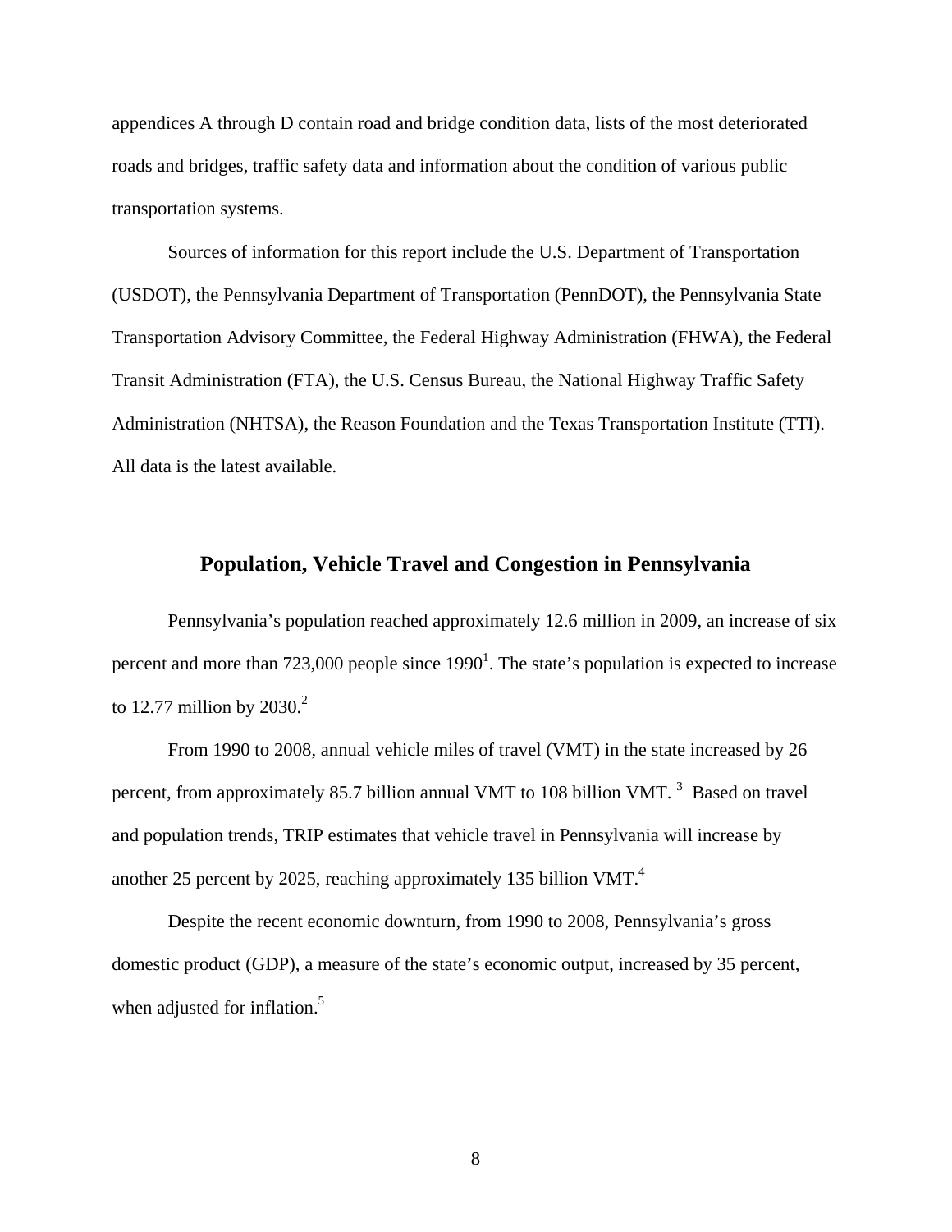appendices A through D contain road and bridge condition data, lists of the most deteriorated roads and bridges, traffic safety data and information about the condition of various public transportation systems.

Sources of information for this report include the U.S. Department of Transportation (USDOT), the Pennsylvania Department of Transportation (PennDOT), the Pennsylvania State Transportation Advisory Committee, the Federal Highway Administration (FHWA), the Federal Transit Administration (FTA), the U.S. Census Bureau, the National Highway Traffic Safety Administration (NHTSA), the Reason Foundation and the Texas Transportation Institute (TTI). All data is the latest available.

## Population, Vehicle Travel and Congestion in Pennsylvania

Pennsylvania's population reached approximately 12.6 million in 2009, an increase of six percent and more than 723,000 people since 1990[1]. The state's population is expected to increase to 12.77 million by 2030.[2]

From 1990 to 2008, annual vehicle miles of travel (VMT) in the state increased by 26 percent, from approximately 85.7 billion annual VMT to 108 billion VMT. [3] Based on travel and population trends, TRIP estimates that vehicle travel in Pennsylvania will increase by another 25 percent by 2025, reaching approximately 135 billion VMT.[4]

Despite the recent economic downturn, from 1990 to 2008, Pennsylvania's gross domestic product (GDP), a measure of the state's economic output, increased by 35 percent, when adjusted for inflation.[5]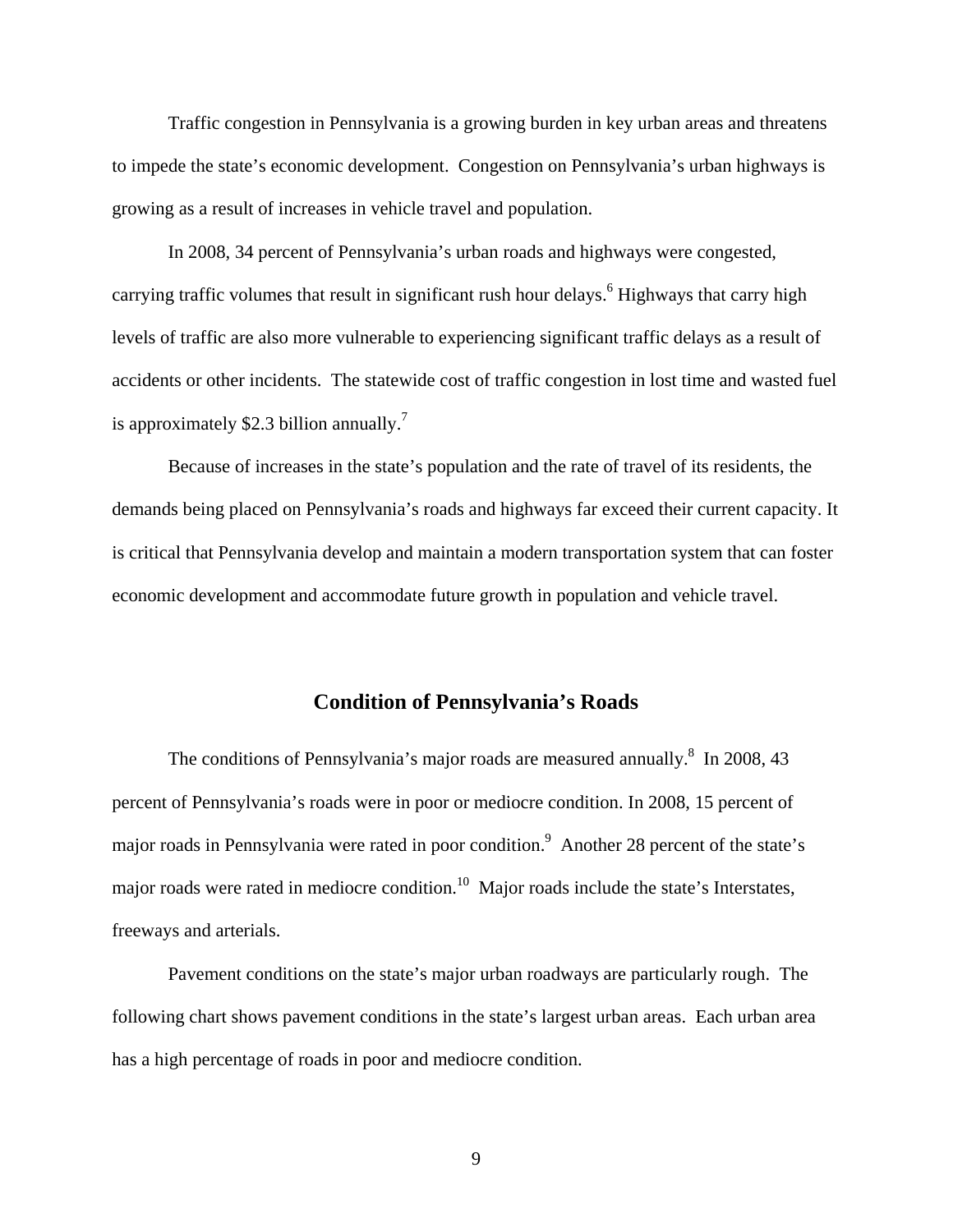Traffic congestion in Pennsylvania is a growing burden in key urban areas and threatens to impede the state's economic development. Congestion on Pennsylvania's urban highways is growing as a result of increases in vehicle travel and population.

In 2008, 34 percent of Pennsylvania's urban roads and highways were congested, carrying traffic volumes that result in significant rush hour delays.[6] Highways that carry high levels of traffic are also more vulnerable to experiencing significant traffic delays as a result of accidents or other incidents. The statewide cost of traffic congestion in lost time and wasted fuel is approximately $2.3 billion annually.[7]

Because of increases in the state's population and the rate of travel of its residents, the demands being placed on Pennsylvania's roads and highways far exceed their current capacity. It is critical that Pennsylvania develop and maintain a modern transportation system that can foster economic development and accommodate future growth in population and vehicle travel.

## Condition of Pennsylvania's Roads

The conditions of Pennsylvania's major roads are measured annually.[8] In 2008, 43 percent of Pennsylvania's roads were in poor or mediocre condition. In 2008, 15 percent of major roads in Pennsylvania were rated in poor condition.[9] Another 28 percent of the state's major roads were rated in mediocre condition.[10] Major roads include the state's Interstates, freeways and arterials.

Pavement conditions on the state's major urban roadways are particularly rough. The following chart shows pavement conditions in the state's largest urban areas. Each urban area has a high percentage of roads in poor and mediocre condition.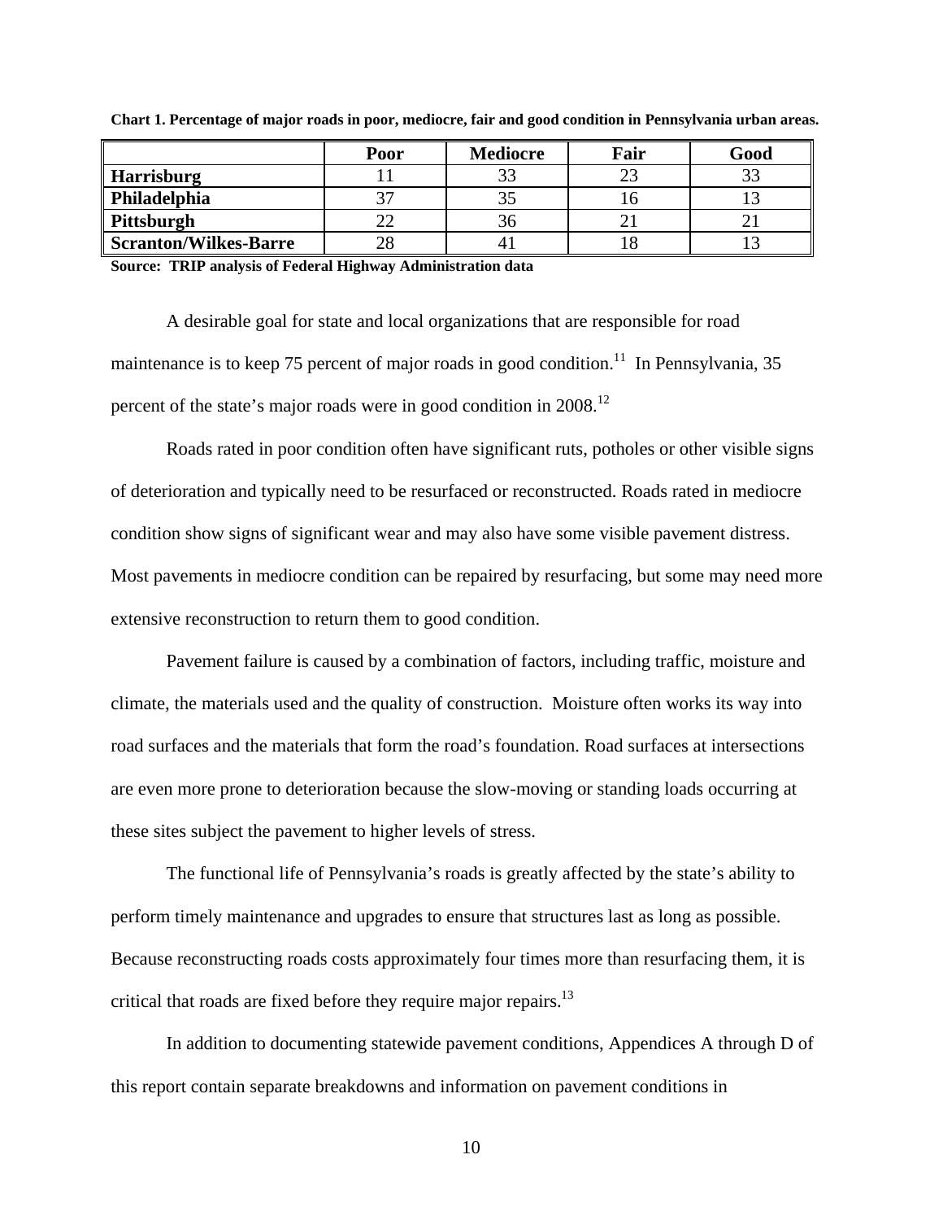**Chart 1. Percentage of major roads in poor, mediocre, fair and good condition in Pennsylvania urban areas.**

| | Poor | Mediocre | Fair | Good |
|---|---|---|---|---|
| **Harrisburg** | 11 | 33 | 23 | 33 |
| **Philadelphia** | 37 | 35 | 16 | 13 |
| **Pittsburgh** | 22 | 36 | 21 | 21 |
| **Scranton/Wilkes-Barre** | 28 | 41 | 18 | 13 |

**Source: TRIP analysis of Federal Highway Administration data**

A desirable goal for state and local organizations that are responsible for road maintenance is to keep 75 percent of major roads in good condition.[11] In Pennsylvania, 35 percent of the state's major roads were in good condition in 2008.[12]

Roads rated in poor condition often have significant ruts, potholes or other visible signs of deterioration and typically need to be resurfaced or reconstructed. Roads rated in mediocre condition show signs of significant wear and may also have some visible pavement distress. Most pavements in mediocre condition can be repaired by resurfacing, but some may need more extensive reconstruction to return them to good condition.

Pavement failure is caused by a combination of factors, including traffic, moisture and climate, the materials used and the quality of construction. Moisture often works its way into road surfaces and the materials that form the road's foundation. Road surfaces at intersections are even more prone to deterioration because the slow-moving or standing loads occurring at these sites subject the pavement to higher levels of stress.

The functional life of Pennsylvania's roads is greatly affected by the state's ability to perform timely maintenance and upgrades to ensure that structures last as long as possible. Because reconstructing roads costs approximately four times more than resurfacing them, it is critical that roads are fixed before they require major repairs.[13]

In addition to documenting statewide pavement conditions, Appendices A through D of this report contain separate breakdowns and information on pavement conditions in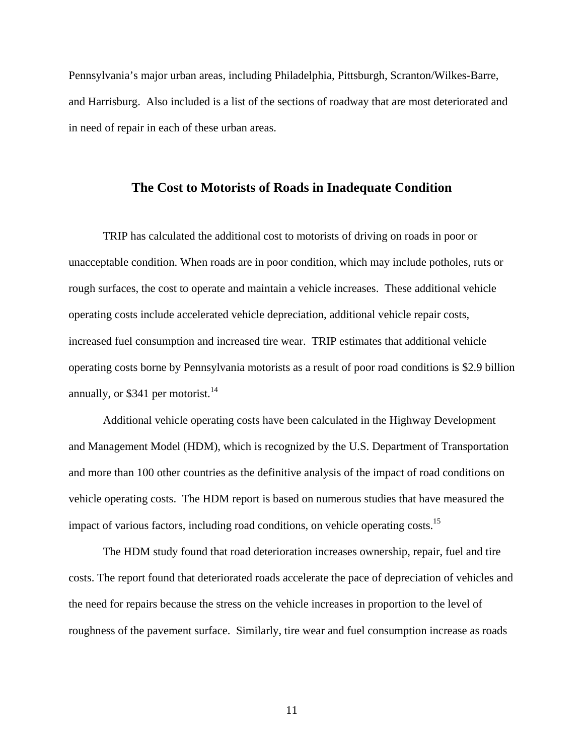Pennsylvania's major urban areas, including Philadelphia, Pittsburgh, Scranton/Wilkes-Barre, and Harrisburg. Also included is a list of the sections of roadway that are most deteriorated and in need of repair in each of these urban areas.

## The Cost to Motorists of Roads in Inadequate Condition

TRIP has calculated the additional cost to motorists of driving on roads in poor or unacceptable condition. When roads are in poor condition, which may include potholes, ruts or rough surfaces, the cost to operate and maintain a vehicle increases. These additional vehicle operating costs include accelerated vehicle depreciation, additional vehicle repair costs, increased fuel consumption and increased tire wear. TRIP estimates that additional vehicle operating costs borne by Pennsylvania motorists as a result of poor road conditions is $2.9 billion annually, or $341 per motorist.[14]

Additional vehicle operating costs have been calculated in the Highway Development and Management Model (HDM), which is recognized by the U.S. Department of Transportation and more than 100 other countries as the definitive analysis of the impact of road conditions on vehicle operating costs. The HDM report is based on numerous studies that have measured the impact of various factors, including road conditions, on vehicle operating costs.[15]

The HDM study found that road deterioration increases ownership, repair, fuel and tire costs. The report found that deteriorated roads accelerate the pace of depreciation of vehicles and the need for repairs because the stress on the vehicle increases in proportion to the level of roughness of the pavement surface. Similarly, tire wear and fuel consumption increase as roads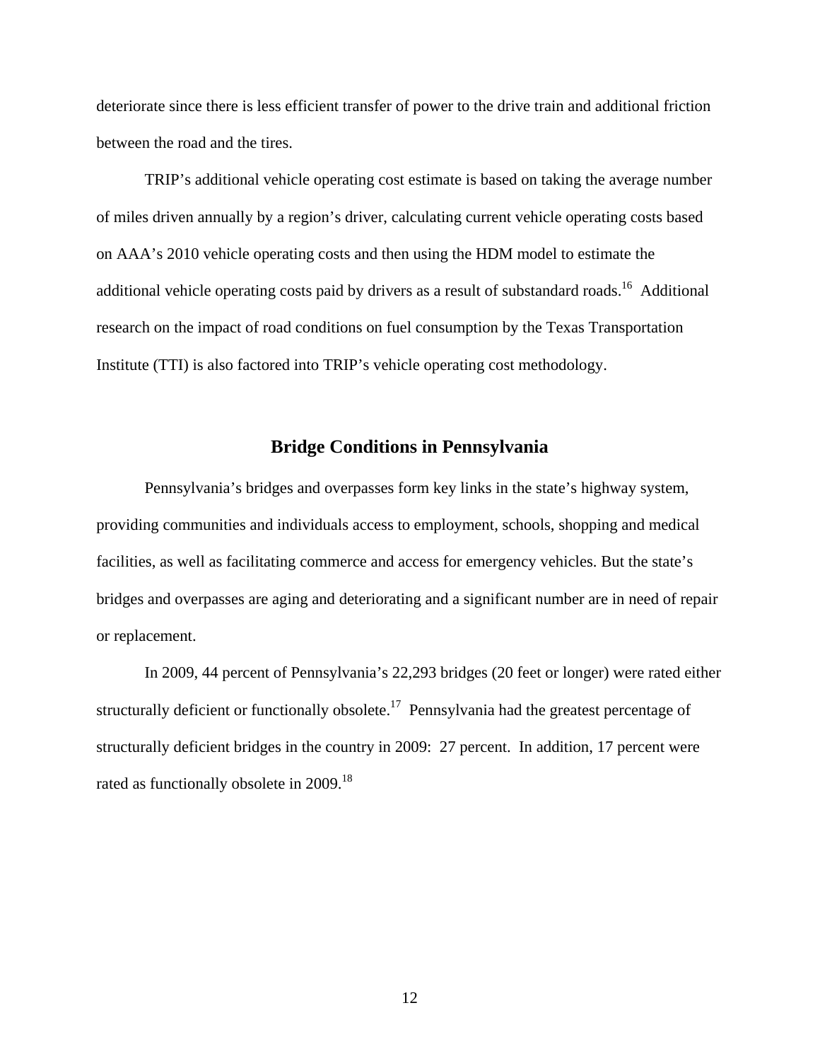deteriorate since there is less efficient transfer of power to the drive train and additional friction between the road and the tires.

TRIP's additional vehicle operating cost estimate is based on taking the average number of miles driven annually by a region's driver, calculating current vehicle operating costs based on AAA's 2010 vehicle operating costs and then using the HDM model to estimate the additional vehicle operating costs paid by drivers as a result of substandard roads.[16] Additional research on the impact of road conditions on fuel consumption by the Texas Transportation Institute (TTI) is also factored into TRIP's vehicle operating cost methodology.

## Bridge Conditions in Pennsylvania

Pennsylvania's bridges and overpasses form key links in the state's highway system, providing communities and individuals access to employment, schools, shopping and medical facilities, as well as facilitating commerce and access for emergency vehicles. But the state's bridges and overpasses are aging and deteriorating and a significant number are in need of repair or replacement.

In 2009, 44 percent of Pennsylvania's 22,293 bridges (20 feet or longer) were rated either structurally deficient or functionally obsolete.[17] Pennsylvania had the greatest percentage of structurally deficient bridges in the country in 2009: 27 percent. In addition, 17 percent were rated as functionally obsolete in 2009.[18]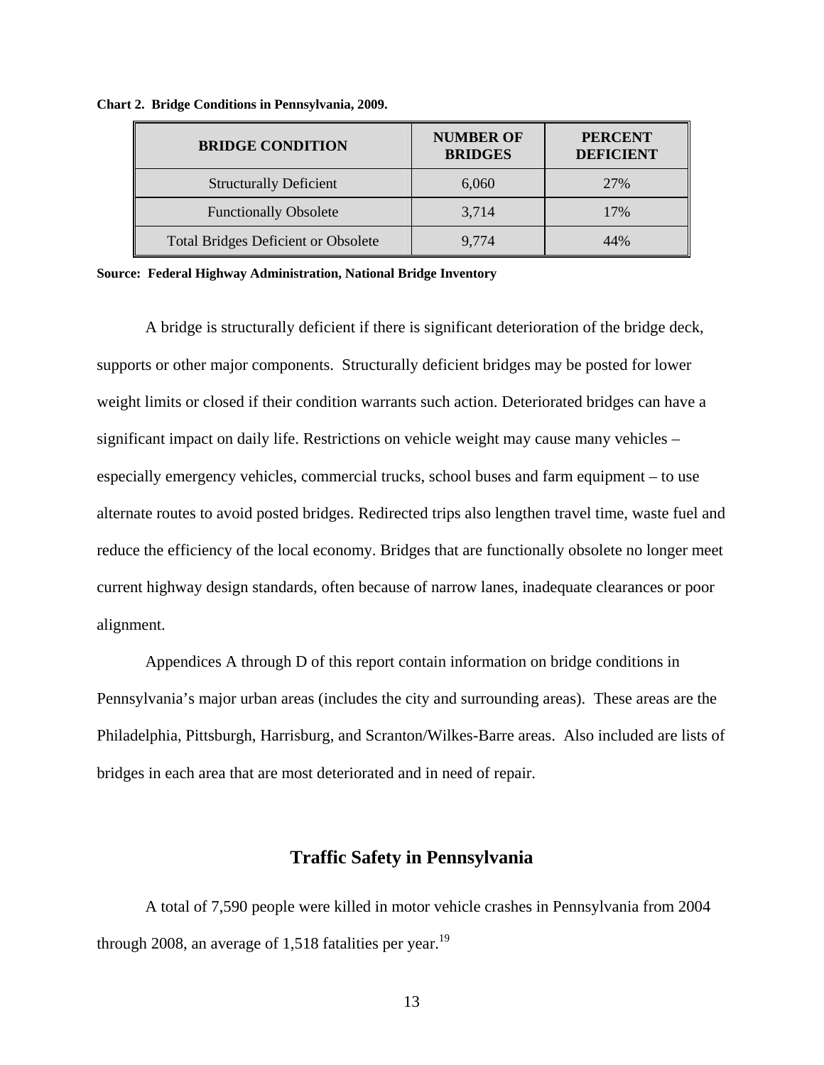**Chart 2. Bridge Conditions in Pennsylvania, 2009.**

| BRIDGE CONDITION | NUMBER OF BRIDGES | PERCENT DEFICIENT |
|---|---|---|
| Structurally Deficient | 6,060 | 27% |
| Functionally Obsolete | 3,714 | 17% |
| Total Bridges Deficient or Obsolete | 9,774 | 44% |

**Source: Federal Highway Administration, National Bridge Inventory**

A bridge is structurally deficient if there is significant deterioration of the bridge deck, supports or other major components. Structurally deficient bridges may be posted for lower weight limits or closed if their condition warrants such action. Deteriorated bridges can have a significant impact on daily life. Restrictions on vehicle weight may cause many vehicles – especially emergency vehicles, commercial trucks, school buses and farm equipment – to use alternate routes to avoid posted bridges. Redirected trips also lengthen travel time, waste fuel and reduce the efficiency of the local economy. Bridges that are functionally obsolete no longer meet current highway design standards, often because of narrow lanes, inadequate clearances or poor alignment.

Appendices A through D of this report contain information on bridge conditions in Pennsylvania's major urban areas (includes the city and surrounding areas). These areas are the Philadelphia, Pittsburgh, Harrisburg, and Scranton/Wilkes-Barre areas. Also included are lists of bridges in each area that are most deteriorated and in need of repair.

## Traffic Safety in Pennsylvania

A total of 7,590 people were killed in motor vehicle crashes in Pennsylvania from 2004 through 2008, an average of 1,518 fatalities per year.[19]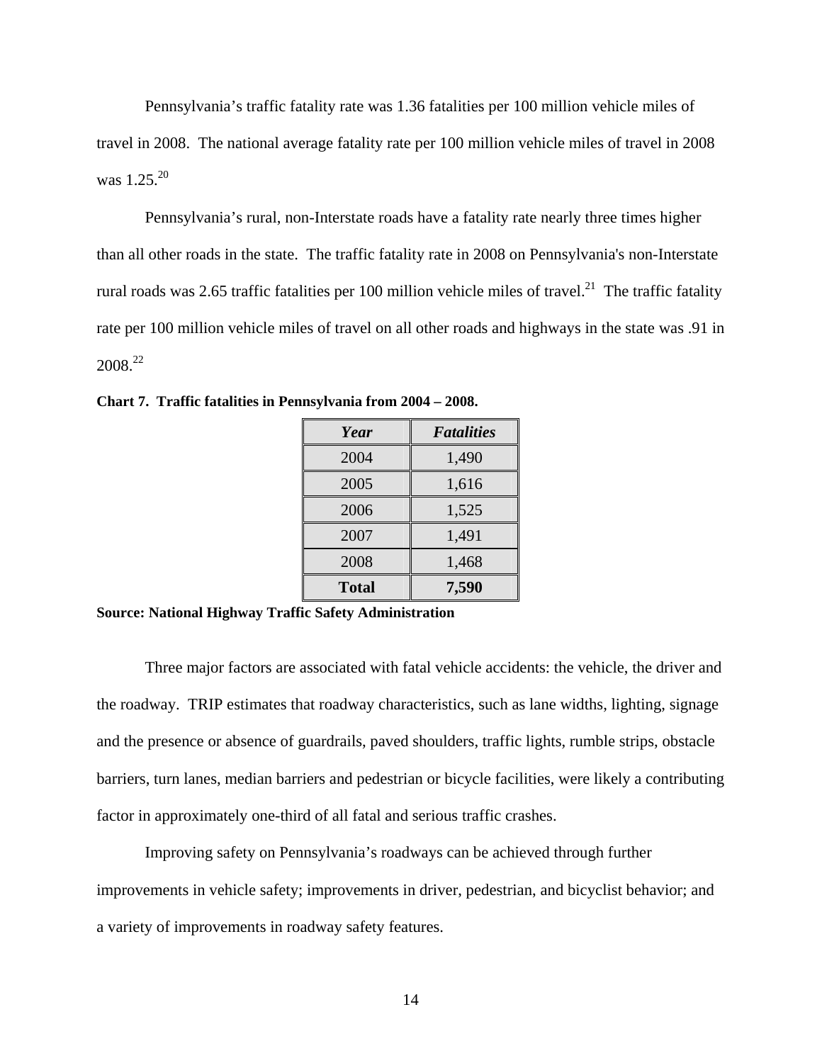Pennsylvania's traffic fatality rate was 1.36 fatalities per 100 million vehicle miles of travel in 2008. The national average fatality rate per 100 million vehicle miles of travel in 2008 was 1.25.[20]

Pennsylvania's rural, non-Interstate roads have a fatality rate nearly three times higher than all other roads in the state. The traffic fatality rate in 2008 on Pennsylvania's non-Interstate rural roads was 2.65 traffic fatalities per 100 million vehicle miles of travel.[21] The traffic fatality rate per 100 million vehicle miles of travel on all other roads and highways in the state was .91 in 2008.[22]

**Chart 7. Traffic fatalities in Pennsylvania from 2004 – 2008.**

| *Year* | *Fatalities* |
|---|---|
| 2004 | 1,490 |
| 2005 | 1,616 |
| 2006 | 1,525 |
| 2007 | 1,491 |
| 2008 | 1,468 |
| **Total** | **7,590** |

**Source: National Highway Traffic Safety Administration**

Three major factors are associated with fatal vehicle accidents: the vehicle, the driver and the roadway. TRIP estimates that roadway characteristics, such as lane widths, lighting, signage and the presence or absence of guardrails, paved shoulders, traffic lights, rumble strips, obstacle barriers, turn lanes, median barriers and pedestrian or bicycle facilities, were likely a contributing factor in approximately one-third of all fatal and serious traffic crashes.

Improving safety on Pennsylvania's roadways can be achieved through further improvements in vehicle safety; improvements in driver, pedestrian, and bicyclist behavior; and a variety of improvements in roadway safety features.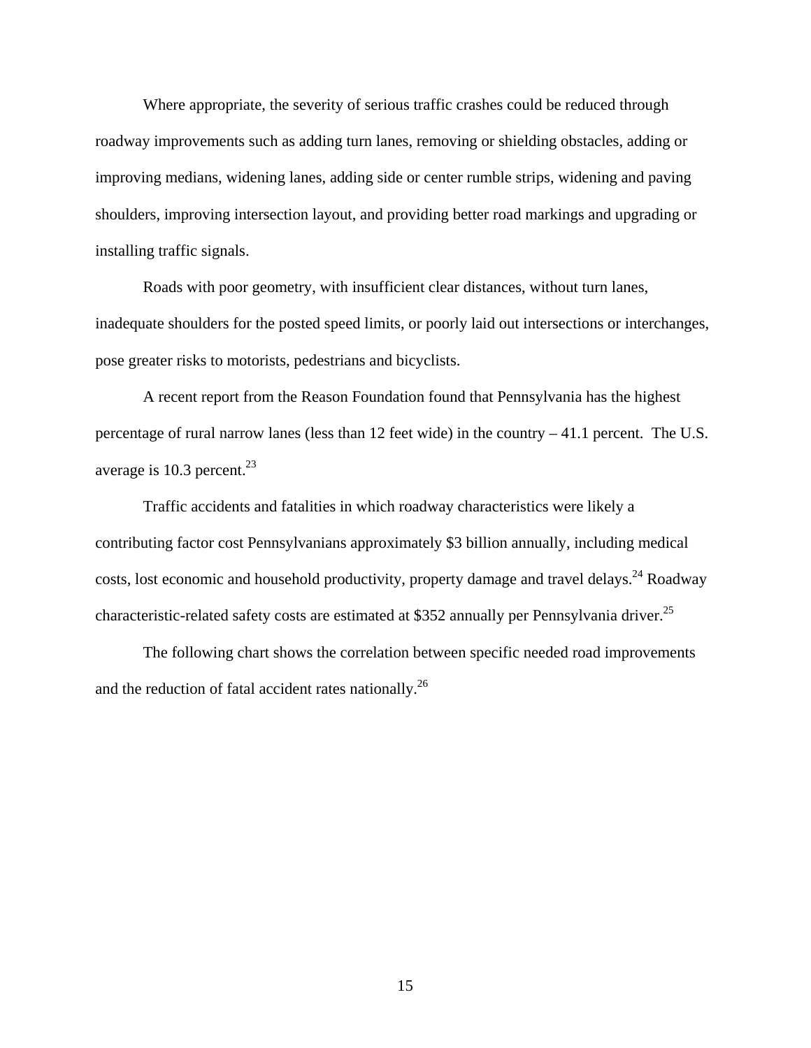Where appropriate, the severity of serious traffic crashes could be reduced through roadway improvements such as adding turn lanes, removing or shielding obstacles, adding or improving medians, widening lanes, adding side or center rumble strips, widening and paving shoulders, improving intersection layout, and providing better road markings and upgrading or installing traffic signals.

Roads with poor geometry, with insufficient clear distances, without turn lanes, inadequate shoulders for the posted speed limits, or poorly laid out intersections or interchanges, pose greater risks to motorists, pedestrians and bicyclists.

A recent report from the Reason Foundation found that Pennsylvania has the highest percentage of rural narrow lanes (less than 12 feet wide) in the country – 41.1 percent. The U.S. average is 10.3 percent.[23]

Traffic accidents and fatalities in which roadway characteristics were likely a contributing factor cost Pennsylvanians approximately $3 billion annually, including medical costs, lost economic and household productivity, property damage and travel delays.[24] Roadway characteristic-related safety costs are estimated at $352 annually per Pennsylvania driver.[25]

The following chart shows the correlation between specific needed road improvements and the reduction of fatal accident rates nationally.[26]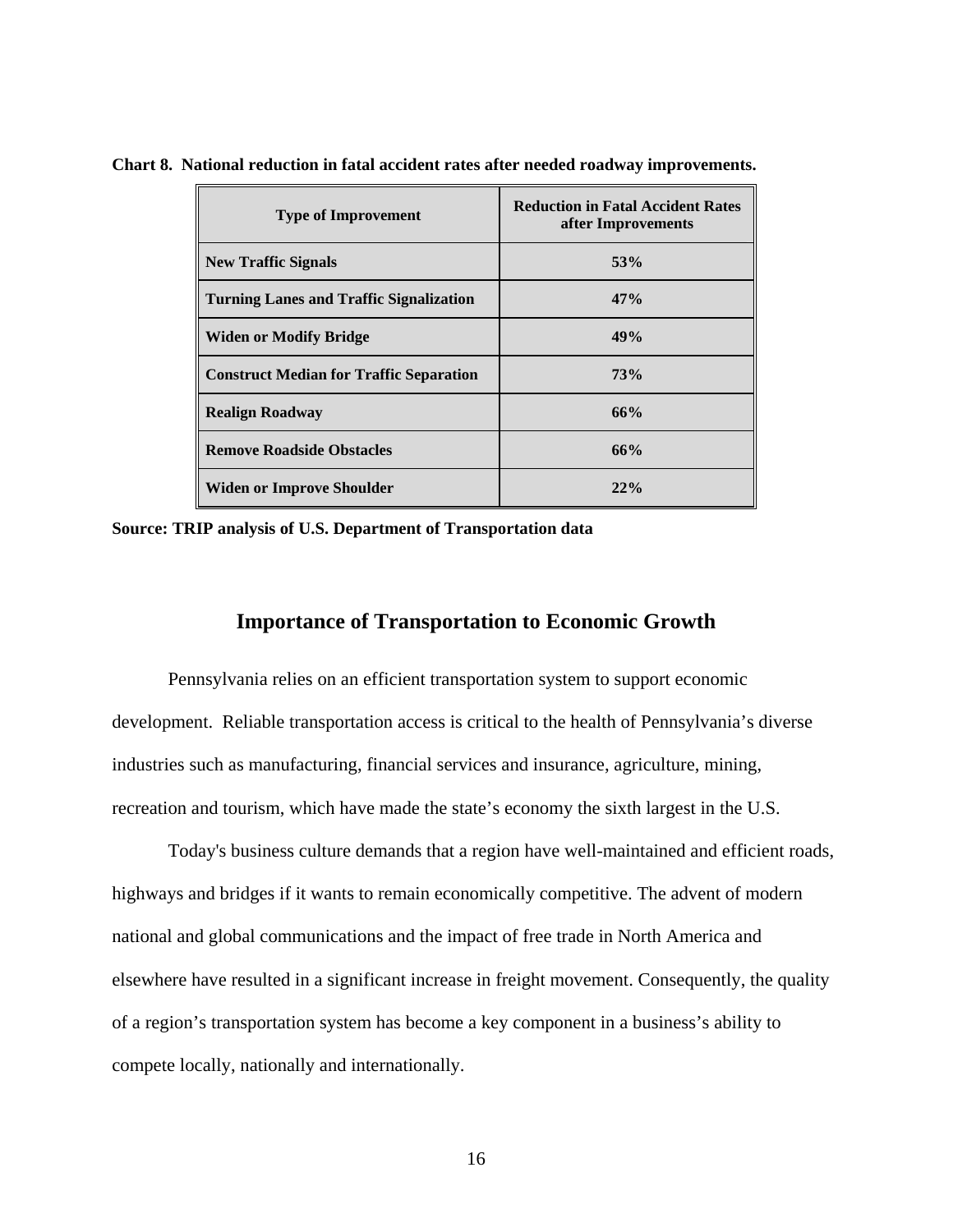**Chart 8. National reduction in fatal accident rates after needed roadway improvements.**

| Type of Improvement | Reduction in Fatal Accident Rates after Improvements |
|---|---|
| New Traffic Signals | 53% |
| Turning Lanes and Traffic Signalization | 47% |
| Widen or Modify Bridge | 49% |
| Construct Median for Traffic Separation | 73% |
| Realign Roadway | 66% |
| Remove Roadside Obstacles | 66% |
| Widen or Improve Shoulder | 22% |

**Source: TRIP analysis of U.S. Department of Transportation data**

## Importance of Transportation to Economic Growth

Pennsylvania relies on an efficient transportation system to support economic development. Reliable transportation access is critical to the health of Pennsylvania's diverse industries such as manufacturing, financial services and insurance, agriculture, mining, recreation and tourism, which have made the state's economy the sixth largest in the U.S.

Today's business culture demands that a region have well-maintained and efficient roads, highways and bridges if it wants to remain economically competitive. The advent of modern national and global communications and the impact of free trade in North America and elsewhere have resulted in a significant increase in freight movement. Consequently, the quality of a region's transportation system has become a key component in a business's ability to compete locally, nationally and internationally.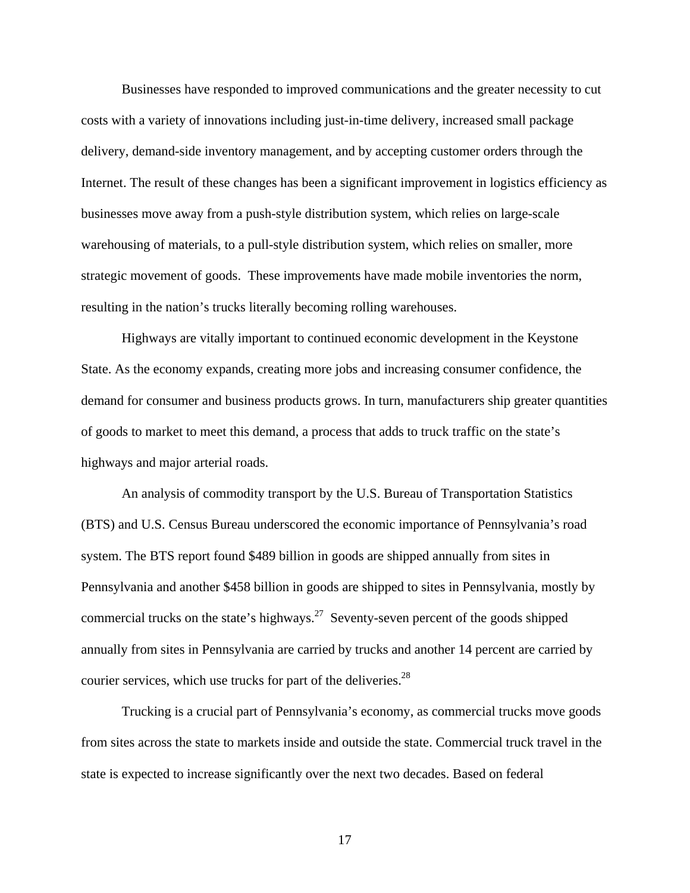Businesses have responded to improved communications and the greater necessity to cut costs with a variety of innovations including just-in-time delivery, increased small package delivery, demand-side inventory management, and by accepting customer orders through the Internet. The result of these changes has been a significant improvement in logistics efficiency as businesses move away from a push-style distribution system, which relies on large-scale warehousing of materials, to a pull-style distribution system, which relies on smaller, more strategic movement of goods. These improvements have made mobile inventories the norm, resulting in the nation's trucks literally becoming rolling warehouses.

Highways are vitally important to continued economic development in the Keystone State. As the economy expands, creating more jobs and increasing consumer confidence, the demand for consumer and business products grows. In turn, manufacturers ship greater quantities of goods to market to meet this demand, a process that adds to truck traffic on the state's highways and major arterial roads.

An analysis of commodity transport by the U.S. Bureau of Transportation Statistics (BTS) and U.S. Census Bureau underscored the economic importance of Pennsylvania's road system. The BTS report found $489 billion in goods are shipped annually from sites in Pennsylvania and another $458 billion in goods are shipped to sites in Pennsylvania, mostly by commercial trucks on the state's highways.[27] Seventy-seven percent of the goods shipped annually from sites in Pennsylvania are carried by trucks and another 14 percent are carried by courier services, which use trucks for part of the deliveries.[28]

Trucking is a crucial part of Pennsylvania's economy, as commercial trucks move goods from sites across the state to markets inside and outside the state. Commercial truck travel in the state is expected to increase significantly over the next two decades. Based on federal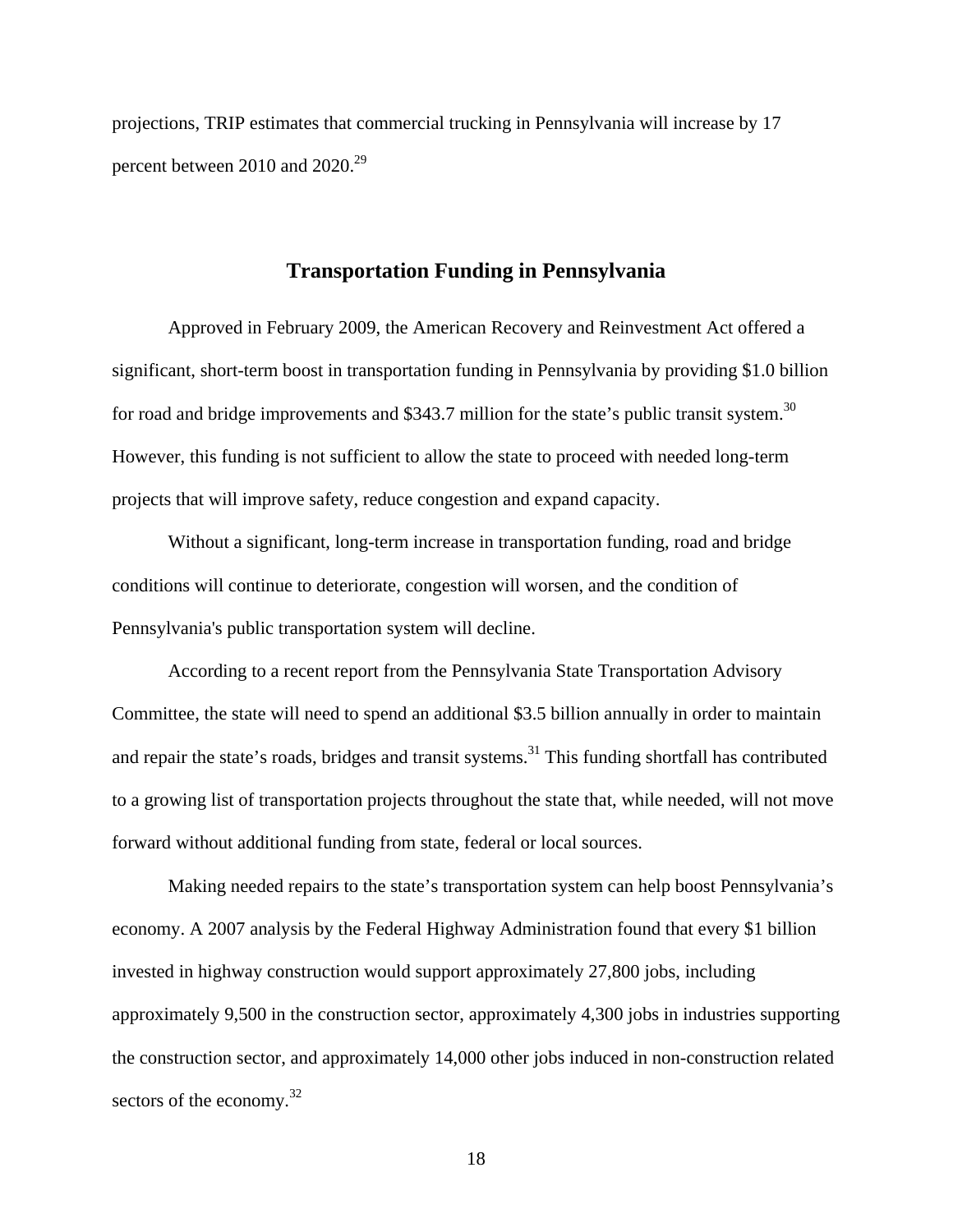projections, TRIP estimates that commercial trucking in Pennsylvania will increase by 17 percent between 2010 and 2020.[29]

## Transportation Funding in Pennsylvania

Approved in February 2009, the American Recovery and Reinvestment Act offered a significant, short-term boost in transportation funding in Pennsylvania by providing $1.0 billion for road and bridge improvements and $343.7 million for the state's public transit system.[30] However, this funding is not sufficient to allow the state to proceed with needed long-term projects that will improve safety, reduce congestion and expand capacity.

Without a significant, long-term increase in transportation funding, road and bridge conditions will continue to deteriorate, congestion will worsen, and the condition of Pennsylvania's public transportation system will decline.

According to a recent report from the Pennsylvania State Transportation Advisory Committee, the state will need to spend an additional $3.5 billion annually in order to maintain and repair the state's roads, bridges and transit systems.[31] This funding shortfall has contributed to a growing list of transportation projects throughout the state that, while needed, will not move forward without additional funding from state, federal or local sources.

Making needed repairs to the state's transportation system can help boost Pennsylvania's economy. A 2007 analysis by the Federal Highway Administration found that every $1 billion invested in highway construction would support approximately 27,800 jobs, including approximately 9,500 in the construction sector, approximately 4,300 jobs in industries supporting the construction sector, and approximately 14,000 other jobs induced in non-construction related sectors of the economy.[32]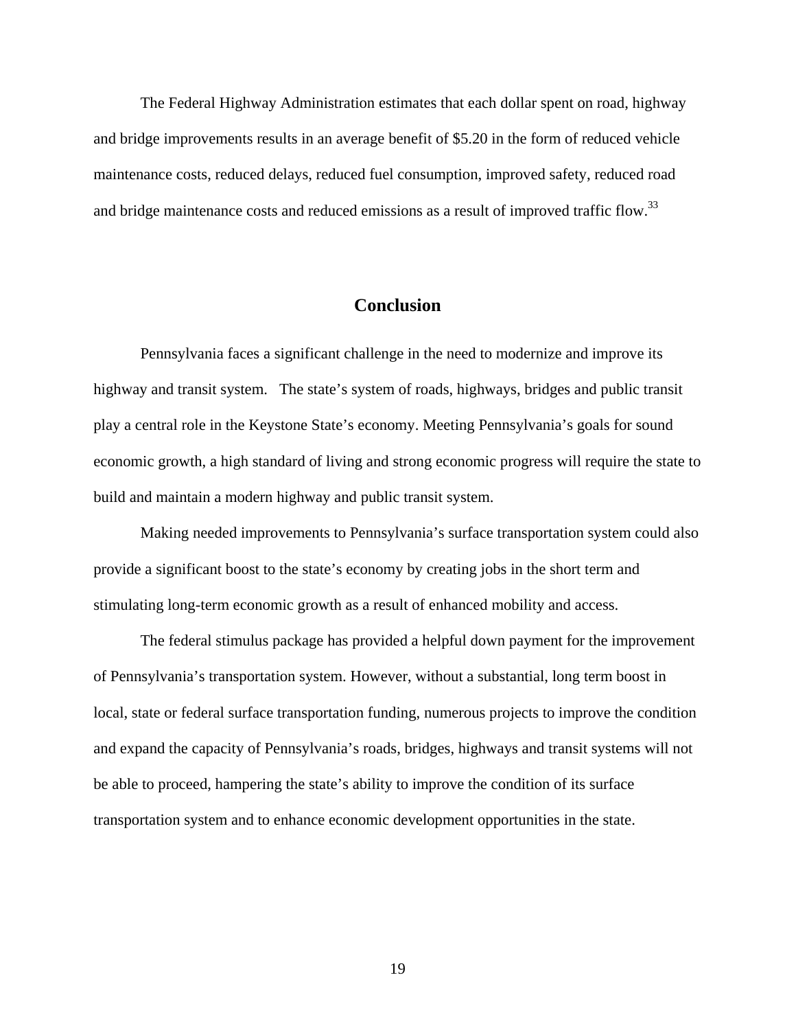The Federal Highway Administration estimates that each dollar spent on road, highway and bridge improvements results in an average benefit of $5.20 in the form of reduced vehicle maintenance costs, reduced delays, reduced fuel consumption, improved safety, reduced road and bridge maintenance costs and reduced emissions as a result of improved traffic flow.[33]

## Conclusion

Pennsylvania faces a significant challenge in the need to modernize and improve its highway and transit system. The state's system of roads, highways, bridges and public transit play a central role in the Keystone State's economy. Meeting Pennsylvania's goals for sound economic growth, a high standard of living and strong economic progress will require the state to build and maintain a modern highway and public transit system.

Making needed improvements to Pennsylvania's surface transportation system could also provide a significant boost to the state's economy by creating jobs in the short term and stimulating long-term economic growth as a result of enhanced mobility and access.

The federal stimulus package has provided a helpful down payment for the improvement of Pennsylvania's transportation system. However, without a substantial, long term boost in local, state or federal surface transportation funding, numerous projects to improve the condition and expand the capacity of Pennsylvania's roads, bridges, highways and transit systems will not be able to proceed, hampering the state's ability to improve the condition of its surface transportation system and to enhance economic development opportunities in the state.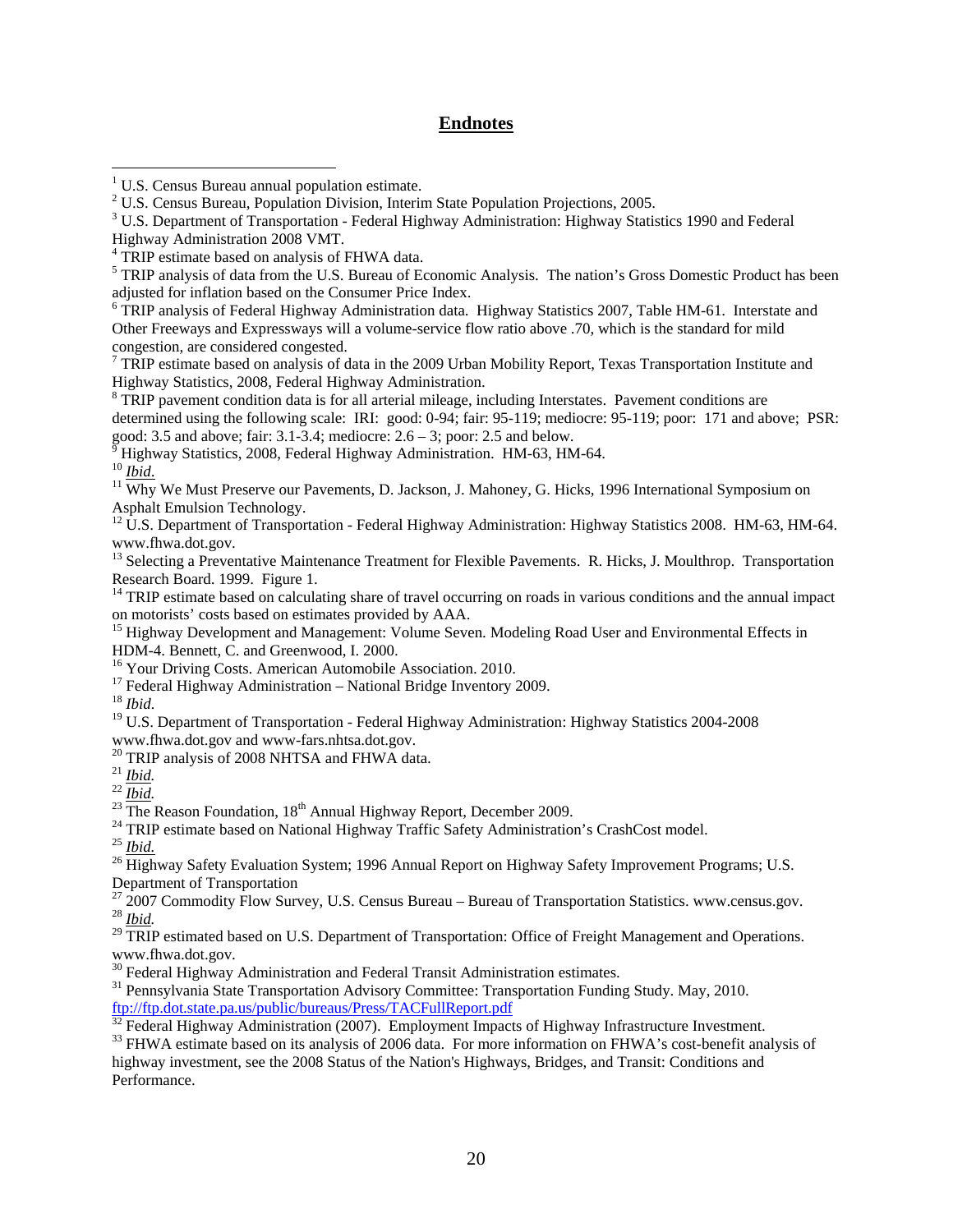# Endnotes

[1] U.S. Census Bureau annual population estimate.

[2] U.S. Census Bureau, Population Division, Interim State Population Projections, 2005.

[3] U.S. Department of Transportation - Federal Highway Administration: Highway Statistics 1990 and Federal Highway Administration 2008 VMT.

[4] TRIP estimate based on analysis of FHWA data.

[5] TRIP analysis of data from the U.S. Bureau of Economic Analysis. The nation's Gross Domestic Product has been adjusted for inflation based on the Consumer Price Index.

[6] TRIP analysis of Federal Highway Administration data. Highway Statistics 2007, Table HM-61. Interstate and Other Freeways and Expressways will a volume-service flow ratio above .70, which is the standard for mild congestion, are considered congested.

[7] TRIP estimate based on analysis of data in the 2009 Urban Mobility Report, Texas Transportation Institute and Highway Statistics, 2008, Federal Highway Administration.

[8] TRIP pavement condition data is for all arterial mileage, including Interstates. Pavement conditions are determined using the following scale: IRI: good: 0-94; fair: 95-119; mediocre: 95-119; poor: 171 and above; PSR: good: 3.5 and above; fair: 3.1-3.4; mediocre: 2.6 – 3; poor: 2.5 and below.

[9] Highway Statistics, 2008, Federal Highway Administration. HM-63, HM-64.

[10] *Ibid.*

[11] Why We Must Preserve our Pavements, D. Jackson, J. Mahoney, G. Hicks, 1996 International Symposium on Asphalt Emulsion Technology.

[12] U.S. Department of Transportation - Federal Highway Administration: Highway Statistics 2008. HM-63, HM-64. www.fhwa.dot.gov.

[13] Selecting a Preventative Maintenance Treatment for Flexible Pavements. R. Hicks, J. Moulthrop. Transportation Research Board. 1999. Figure 1.

[14] TRIP estimate based on calculating share of travel occurring on roads in various conditions and the annual impact on motorists' costs based on estimates provided by AAA.

[15] Highway Development and Management: Volume Seven. Modeling Road User and Environmental Effects in HDM-4. Bennett, C. and Greenwood, I. 2000.

[16] Your Driving Costs. American Automobile Association. 2010.

[17] Federal Highway Administration – National Bridge Inventory 2009.

[18] *Ibid.*

[19] U.S. Department of Transportation - Federal Highway Administration: Highway Statistics 2004-2008 www.fhwa.dot.gov and www-fars.nhtsa.dot.gov.

[20] TRIP analysis of 2008 NHTSA and FHWA data.

[21] *Ibid.*

[22] *Ibid.*

[23] The Reason Foundation, 18th Annual Highway Report, December 2009.

[24] TRIP estimate based on National Highway Traffic Safety Administration's CrashCost model.

[25] *Ibid.*

[26] Highway Safety Evaluation System; 1996 Annual Report on Highway Safety Improvement Programs; U.S. Department of Transportation

[27] 2007 Commodity Flow Survey, U.S. Census Bureau – Bureau of Transportation Statistics. www.census.gov.

[28] *Ibid.*

[29] TRIP estimated based on U.S. Department of Transportation: Office of Freight Management and Operations. www.fhwa.dot.gov.

[30] Federal Highway Administration and Federal Transit Administration estimates.

[31] Pennsylvania State Transportation Advisory Committee: Transportation Funding Study. May, 2010. ftp://ftp.dot.state.pa.us/public/bureaus/Press/TACFullReport.pdf

[32] Federal Highway Administration (2007). Employment Impacts of Highway Infrastructure Investment.

[33] FHWA estimate based on its analysis of 2006 data. For more information on FHWA's cost-benefit analysis of highway investment, see the 2008 Status of the Nation's Highways, Bridges, and Transit: Conditions and Performance.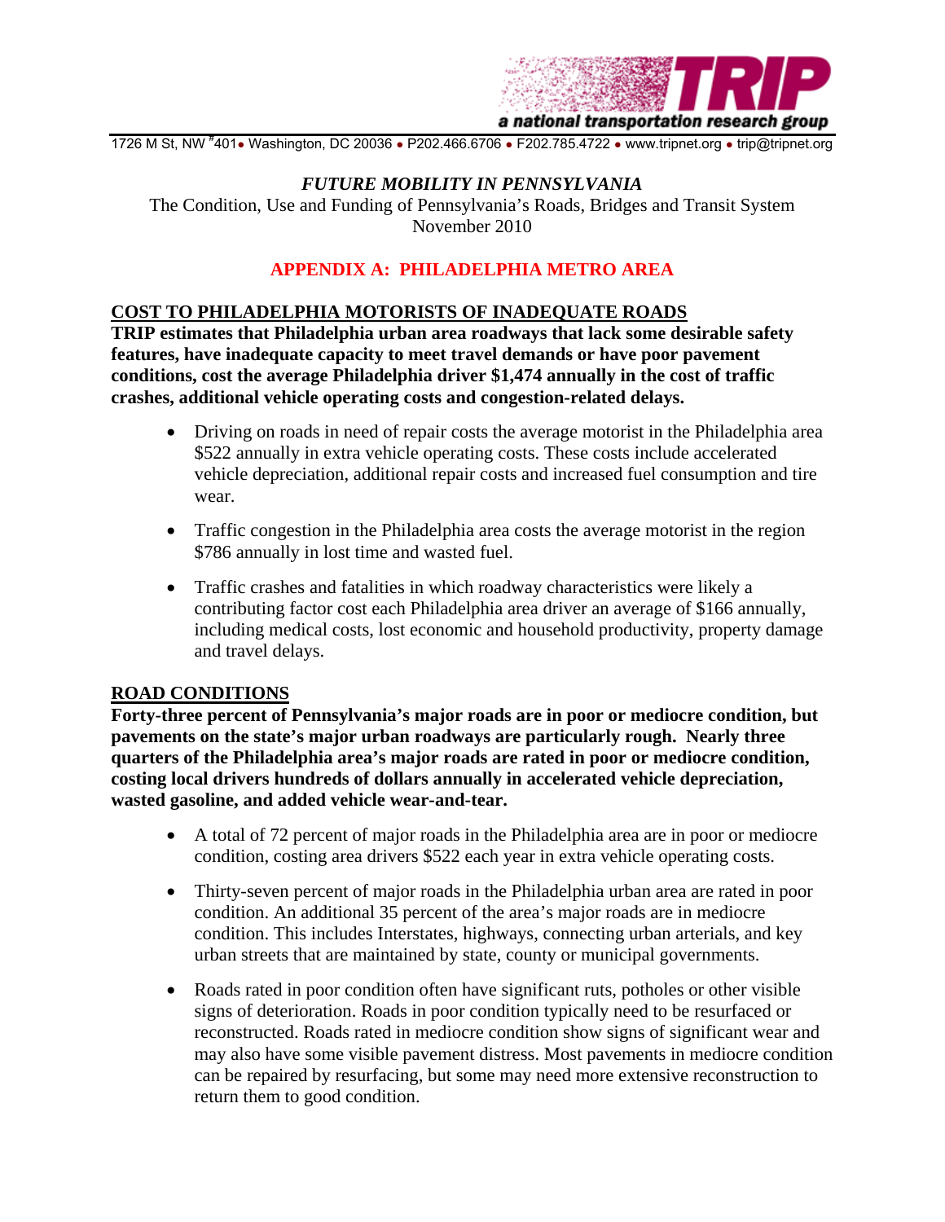1726 M St, NW #401• Washington, DC 20036 • P202.466.6706 • F202.785.4722 • www.tripnet.org • trip@tripnet.org

*FUTURE MOBILITY IN PENNSYLVANIA*

The Condition, Use and Funding of Pennsylvania's Roads, Bridges and Transit System

November 2010

## APPENDIX A: PHILADELPHIA METRO AREA

### COST TO PHILADELPHIA MOTORISTS OF INADEQUATE ROADS

**TRIP estimates that Philadelphia urban area roadways that lack some desirable safety features, have inadequate capacity to meet travel demands or have poor pavement conditions, cost the average Philadelphia driver $1,474 annually in the cost of traffic crashes, additional vehicle operating costs and congestion-related delays.**

- Driving on roads in need of repair costs the average motorist in the Philadelphia area $522 annually in extra vehicle operating costs. These costs include accelerated vehicle depreciation, additional repair costs and increased fuel consumption and tire wear.
- Traffic congestion in the Philadelphia area costs the average motorist in the region $786 annually in lost time and wasted fuel.
- Traffic crashes and fatalities in which roadway characteristics were likely a contributing factor cost each Philadelphia area driver an average of $166 annually, including medical costs, lost economic and household productivity, property damage and travel delays.

### ROAD CONDITIONS

**Forty-three percent of Pennsylvania's major roads are in poor or mediocre condition, but pavements on the state's major urban roadways are particularly rough. Nearly three quarters of the Philadelphia area's major roads are rated in poor or mediocre condition, costing local drivers hundreds of dollars annually in accelerated vehicle depreciation, wasted gasoline, and added vehicle wear-and-tear.**

- A total of 72 percent of major roads in the Philadelphia area are in poor or mediocre condition, costing area drivers $522 each year in extra vehicle operating costs.
- Thirty-seven percent of major roads in the Philadelphia urban area are rated in poor condition. An additional 35 percent of the area's major roads are in mediocre condition. This includes Interstates, highways, connecting urban arterials, and key urban streets that are maintained by state, county or municipal governments.
- Roads rated in poor condition often have significant ruts, potholes or other visible signs of deterioration. Roads in poor condition typically need to be resurfaced or reconstructed. Roads rated in mediocre condition show signs of significant wear and may also have some visible pavement distress. Most pavements in mediocre condition can be repaired by resurfacing, but some may need more extensive reconstruction to return them to good condition.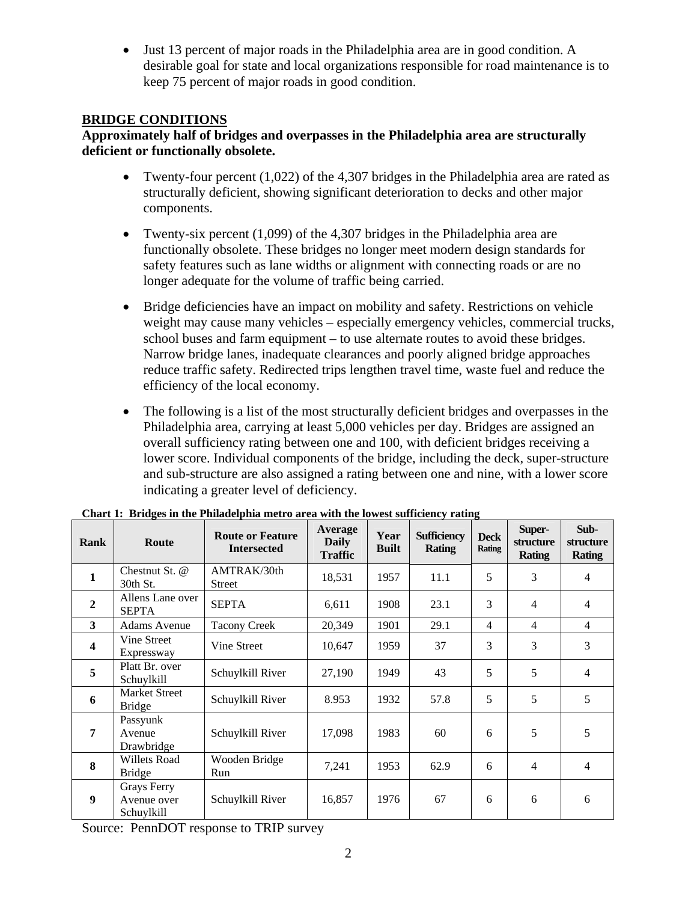- Just 13 percent of major roads in the Philadelphia area are in good condition. A desirable goal for state and local organizations responsible for road maintenance is to keep 75 percent of major roads in good condition.

## BRIDGE CONDITIONS

**Approximately half of bridges and overpasses in the Philadelphia area are structurally deficient or functionally obsolete.**

- Twenty-four percent (1,022) of the 4,307 bridges in the Philadelphia area are rated as structurally deficient, showing significant deterioration to decks and other major components.

- Twenty-six percent (1,099) of the 4,307 bridges in the Philadelphia area are functionally obsolete. These bridges no longer meet modern design standards for safety features such as lane widths or alignment with connecting roads or are no longer adequate for the volume of traffic being carried.

- Bridge deficiencies have an impact on mobility and safety. Restrictions on vehicle weight may cause many vehicles – especially emergency vehicles, commercial trucks, school buses and farm equipment – to use alternate routes to avoid these bridges. Narrow bridge lanes, inadequate clearances and poorly aligned bridge approaches reduce traffic safety. Redirected trips lengthen travel time, waste fuel and reduce the efficiency of the local economy.

- The following is a list of the most structurally deficient bridges and overpasses in the Philadelphia area, carrying at least 5,000 vehicles per day. Bridges are assigned an overall sufficiency rating between one and 100, with deficient bridges receiving a lower score. Individual components of the bridge, including the deck, super-structure and sub-structure are also assigned a rating between one and nine, with a lower score indicating a greater level of deficiency.

**Chart 1: Bridges in the Philadelphia metro area with the lowest sufficiency rating**

| Rank | Route | Route or Feature Intersected | Average Daily Traffic | Year Built | Sufficiency Rating | Deck Rating | Super-structure Rating | Sub-structure Rating |
|---|---|---|---|---|---|---|---|---|
| 1 | Chestnut St. @ 30th St. | AMTRAK/30th Street | 18,531 | 1957 | 11.1 | 5 | 3 | 4 |
| 2 | Allens Lane over SEPTA | SEPTA | 6,611 | 1908 | 23.1 | 3 | 4 | 4 |
| 3 | Adams Avenue | Tacony Creek | 20,349 | 1901 | 29.1 | 4 | 4 | 4 |
| 4 | Vine Street Expressway | Vine Street | 10,647 | 1959 | 37 | 3 | 3 | 3 |
| 5 | Platt Br. over Schuylkill | Schuylkill River | 27,190 | 1949 | 43 | 5 | 5 | 4 |
| 6 | Market Street Bridge | Schuylkill River | 8.953 | 1932 | 57.8 | 5 | 5 | 5 |
| 7 | Passyunk Avenue Drawbridge | Schuylkill River | 17,098 | 1983 | 60 | 6 | 5 | 5 |
| 8 | Willets Road Bridge | Wooden Bridge Run | 7,241 | 1953 | 62.9 | 6 | 4 | 4 |
| 9 | Grays Ferry Avenue over Schuylkill | Schuylkill River | 16,857 | 1976 | 67 | 6 | 6 | 6 |

Source: PennDOT response to TRIP survey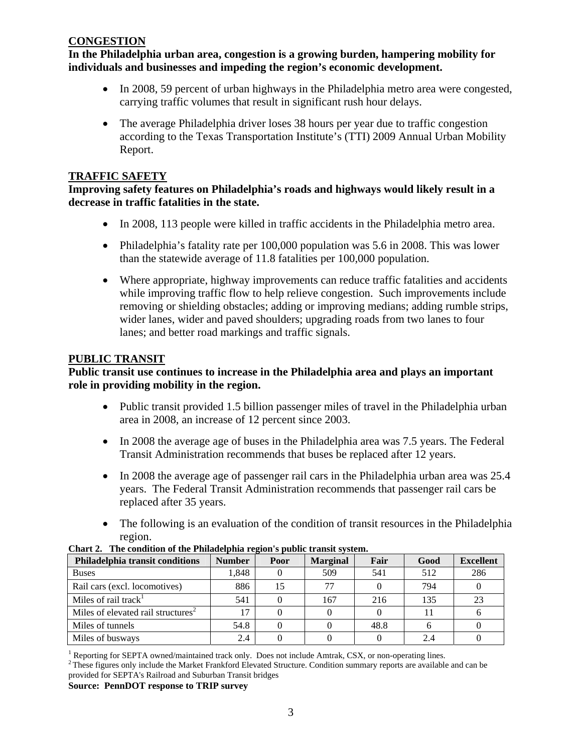## CONGESTION

**In the Philadelphia urban area, congestion is a growing burden, hampering mobility for individuals and businesses and impeding the region's economic development.**

- In 2008, 59 percent of urban highways in the Philadelphia metro area were congested, carrying traffic volumes that result in significant rush hour delays.
- The average Philadelphia driver loses 38 hours per year due to traffic congestion according to the Texas Transportation Institute's (TTI) 2009 Annual Urban Mobility Report.

## TRAFFIC SAFETY

**Improving safety features on Philadelphia's roads and highways would likely result in a decrease in traffic fatalities in the state.**

- In 2008, 113 people were killed in traffic accidents in the Philadelphia metro area.
- Philadelphia's fatality rate per 100,000 population was 5.6 in 2008. This was lower than the statewide average of 11.8 fatalities per 100,000 population.
- Where appropriate, highway improvements can reduce traffic fatalities and accidents while improving traffic flow to help relieve congestion. Such improvements include removing or shielding obstacles; adding or improving medians; adding rumble strips, wider lanes, wider and paved shoulders; upgrading roads from two lanes to four lanes; and better road markings and traffic signals.

## PUBLIC TRANSIT

**Public transit use continues to increase in the Philadelphia area and plays an important role in providing mobility in the region.**

- Public transit provided 1.5 billion passenger miles of travel in the Philadelphia urban area in 2008, an increase of 12 percent since 2003.
- In 2008 the average age of buses in the Philadelphia area was 7.5 years. The Federal Transit Administration recommends that buses be replaced after 12 years.
- In 2008 the average age of passenger rail cars in the Philadelphia urban area was 25.4 years. The Federal Transit Administration recommends that passenger rail cars be replaced after 35 years.
- The following is an evaluation of the condition of transit resources in the Philadelphia region.

**Chart 2. The condition of the Philadelphia region's public transit system.**

| Philadelphia transit conditions | Number | Poor | Marginal | Fair | Good | Excellent |
|---|---|---|---|---|---|---|
| Buses | 1,848 | 0 | 509 | 541 | 512 | 286 |
| Rail cars (excl. locomotives) | 886 | 15 | 77 | 0 | 794 | 0 |
| Miles of rail track[1] | 541 | 0 | 167 | 216 | 135 | 23 |
| Miles of elevated rail structures[2] | 17 | 0 | 0 | 0 | 11 | 6 |
| Miles of tunnels | 54.8 | 0 | 0 | 48.8 | 6 | 0 |
| Miles of busways | 2.4 | 0 | 0 | 0 | 2.4 | 0 |

[1] Reporting for SEPTA owned/maintained track only. Does not include Amtrak, CSX, or non-operating lines.
[2] These figures only include the Market Frankford Elevated Structure. Condition summary reports are available and can be provided for SEPTA's Railroad and Suburban Transit bridges

**Source: PennDOT response to TRIP survey**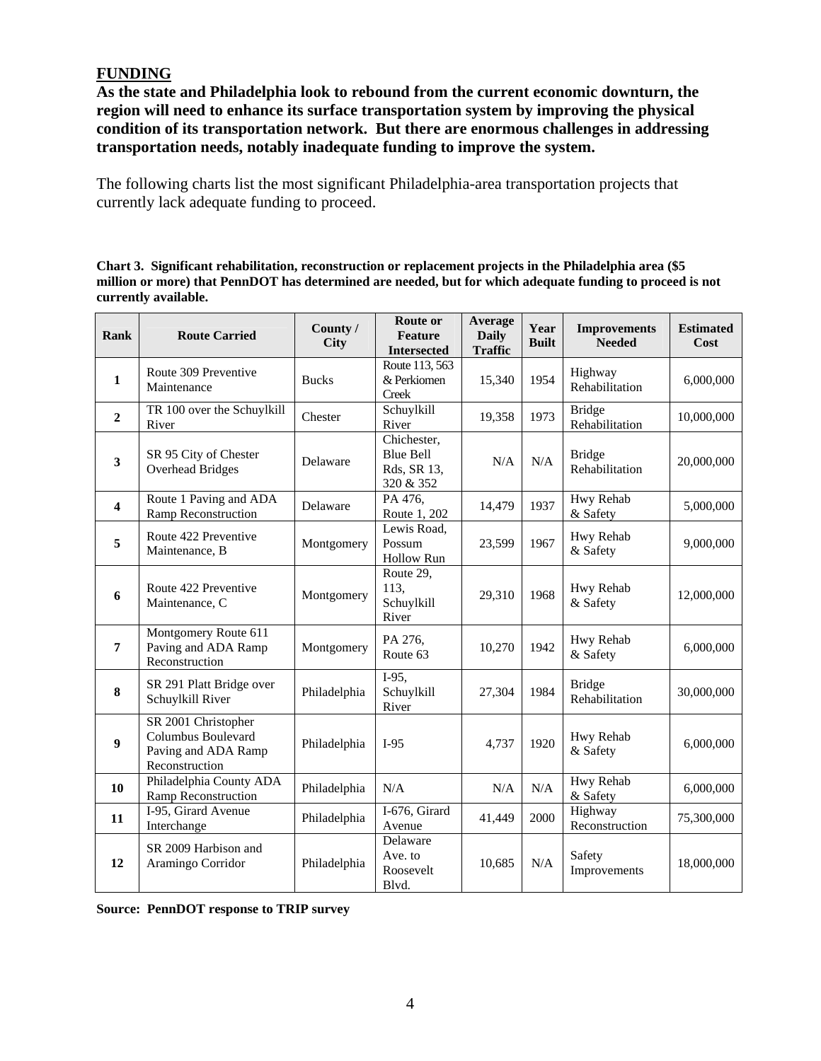## FUNDING

**As the state and Philadelphia look to rebound from the current economic downturn, the region will need to enhance its surface transportation system by improving the physical condition of its transportation network. But there are enormous challenges in addressing transportation needs, notably inadequate funding to improve the system.**

The following charts list the most significant Philadelphia-area transportation projects that currently lack adequate funding to proceed.

**Chart 3. Significant rehabilitation, reconstruction or replacement projects in the Philadelphia area ($5 million or more) that PennDOT has determined are needed, but for which adequate funding to proceed is not currently available.**

| Rank | Route Carried | County / City | Route or Feature Intersected | Average Daily Traffic | Year Built | Improvements Needed | Estimated Cost |
|---|---|---|---|---|---|---|---|
| 1 | Route 309 Preventive Maintenance | Bucks | Route 113, 563 & Perkiomen Creek | 15,340 | 1954 | Highway Rehabilitation | 6,000,000 |
| 2 | TR 100 over the Schuylkill River | Chester | Schuylkill River | 19,358 | 1973 | Bridge Rehabilitation | 10,000,000 |
| 3 | SR 95 City of Chester Overhead Bridges | Delaware | Chichester, Blue Bell Rds, SR 13, 320 & 352 | N/A | N/A | Bridge Rehabilitation | 20,000,000 |
| 4 | Route 1 Paving and ADA Ramp Reconstruction | Delaware | PA 476, Route 1, 202 | 14,479 | 1937 | Hwy Rehab & Safety | 5,000,000 |
| 5 | Route 422 Preventive Maintenance, B | Montgomery | Lewis Road, Possum Hollow Run | 23,599 | 1967 | Hwy Rehab & Safety | 9,000,000 |
| 6 | Route 422 Preventive Maintenance, C | Montgomery | Route 29, 113, Schuylkill River | 29,310 | 1968 | Hwy Rehab & Safety | 12,000,000 |
| 7 | Montgomery Route 611 Paving and ADA Ramp Reconstruction | Montgomery | PA 276, Route 63 | 10,270 | 1942 | Hwy Rehab & Safety | 6,000,000 |
| 8 | SR 291 Platt Bridge over Schuylkill River | Philadelphia | I-95, Schuylkill River | 27,304 | 1984 | Bridge Rehabilitation | 30,000,000 |
| 9 | SR 2001 Christopher Columbus Boulevard Paving and ADA Ramp Reconstruction | Philadelphia | I-95 | 4,737 | 1920 | Hwy Rehab & Safety | 6,000,000 |
| 10 | Philadelphia County ADA Ramp Reconstruction | Philadelphia | N/A | N/A | N/A | Hwy Rehab & Safety | 6,000,000 |
| 11 | I-95, Girard Avenue Interchange | Philadelphia | I-676, Girard Avenue | 41,449 | 2000 | Highway Reconstruction | 75,300,000 |
| 12 | SR 2009 Harbison and Aramingo Corridor | Philadelphia | Delaware Ave. to Roosevelt Blvd. | 10,685 | N/A | Safety Improvements | 18,000,000 |

**Source: PennDOT response to TRIP survey**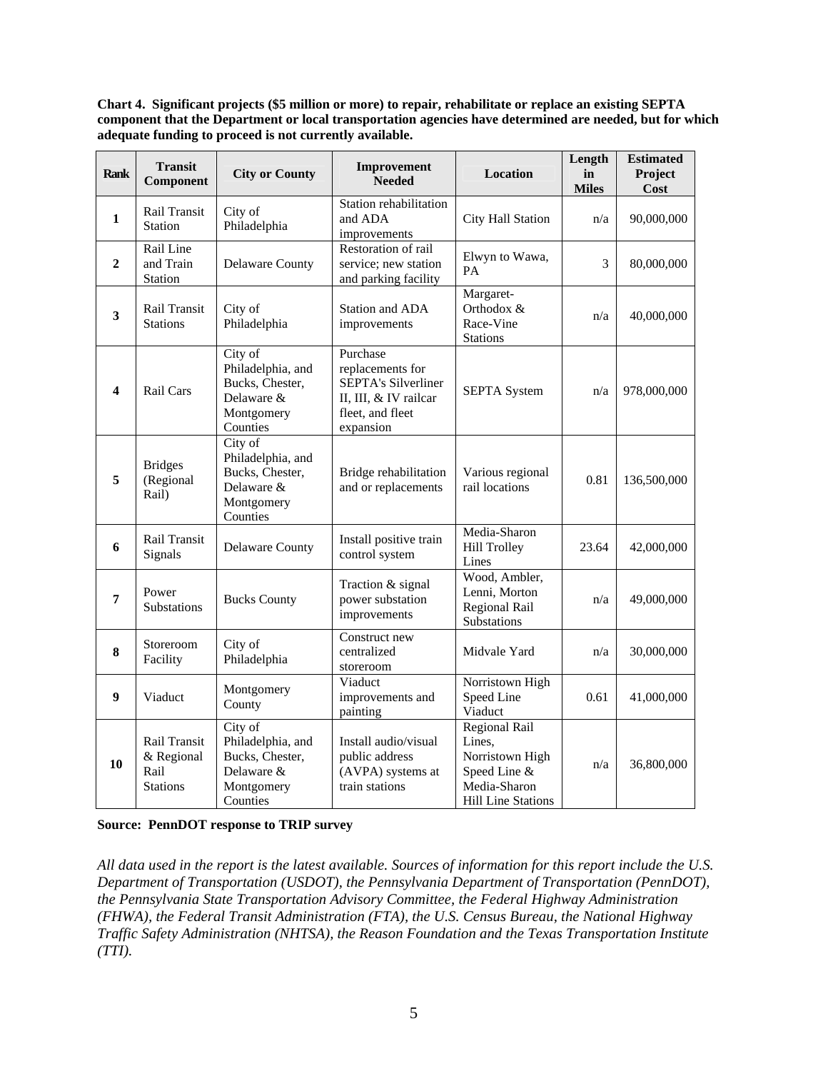**Chart 4. Significant projects ($5 million or more) to repair, rehabilitate or replace an existing SEPTA component that the Department or local transportation agencies have determined are needed, but for which adequate funding to proceed is not currently available.**

| Rank | Transit Component | City or County | Improvement Needed | Location | Length in Miles | Estimated Project Cost |
|---|---|---|---|---|---|---|
| **1** | Rail Transit Station | City of Philadelphia | Station rehabilitation and ADA improvements | City Hall Station | n/a | 90,000,000 |
| **2** | Rail Line and Train Station | Delaware County | Restoration of rail service; new station and parking facility | Elwyn to Wawa, PA | 3 | 80,000,000 |
| **3** | Rail Transit Stations | City of Philadelphia | Station and ADA improvements | Margaret-Orthodox & Race-Vine Stations | n/a | 40,000,000 |
| **4** | Rail Cars | City of Philadelphia, and Bucks, Chester, Delaware & Montgomery Counties | Purchase replacements for SEPTA's Silverliner II, III, & IV railcar fleet, and fleet expansion | SEPTA System | n/a | 978,000,000 |
| **5** | Bridges (Regional Rail) | City of Philadelphia, and Bucks, Chester, Delaware & Montgomery Counties | Bridge rehabilitation and or replacements | Various regional rail locations | 0.81 | 136,500,000 |
| **6** | Rail Transit Signals | Delaware County | Install positive train control system | Media-Sharon Hill Trolley Lines | 23.64 | 42,000,000 |
| **7** | Power Substations | Bucks County | Traction & signal power substation improvements | Wood, Ambler, Lenni, Morton Regional Rail Substations | n/a | 49,000,000 |
| **8** | Storeroom Facility | City of Philadelphia | Construct new centralized storeroom | Midvale Yard | n/a | 30,000,000 |
| **9** | Viaduct | Montgomery County | Viaduct improvements and painting | Norristown High Speed Line Viaduct | 0.61 | 41,000,000 |
| **10** | Rail Transit & Regional Rail Stations | City of Philadelphia, and Bucks, Chester, Delaware & Montgomery Counties | Install audio/visual public address (AVPA) systems at train stations | Regional Rail Lines, Norristown High Speed Line & Media-Sharon Hill Line Stations | n/a | 36,800,000 |

**Source: PennDOT response to TRIP survey**

*All data used in the report is the latest available. Sources of information for this report include the U.S. Department of Transportation (USDOT), the Pennsylvania Department of Transportation (PennDOT), the Pennsylvania State Transportation Advisory Committee, the Federal Highway Administration (FHWA), the Federal Transit Administration (FTA), the U.S. Census Bureau, the National Highway Traffic Safety Administration (NHTSA), the Reason Foundation and the Texas Transportation Institute (TTI).*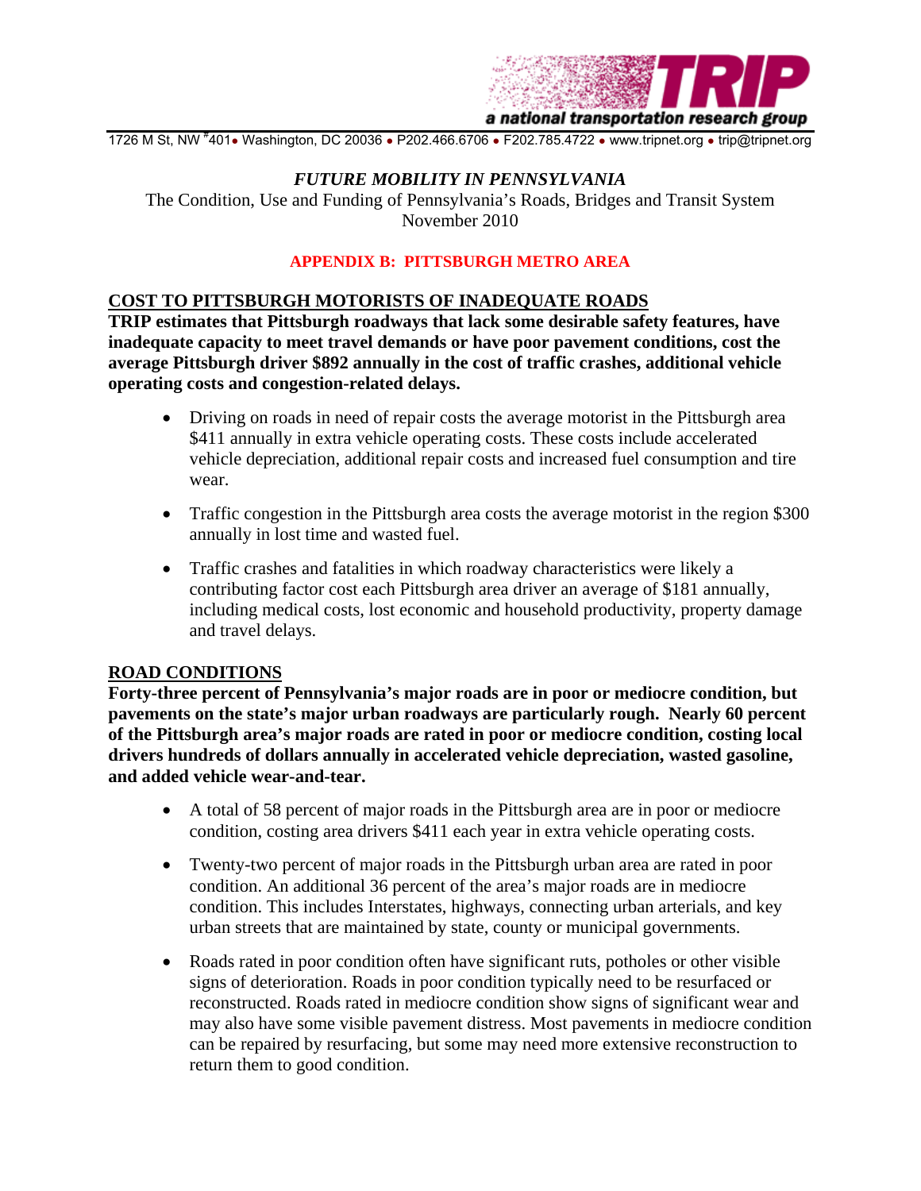TRIP

a national transportation research group

1726 M St, NW #401 • Washington, DC 20036 • P202.466.6706 • F202.785.4722 • www.tripnet.org • trip@tripnet.org

*FUTURE MOBILITY IN PENNSYLVANIA*

The Condition, Use and Funding of Pennsylvania's Roads, Bridges and Transit System

November 2010

## APPENDIX B: PITTSBURGH METRO AREA

### COST TO PITTSBURGH MOTORISTS OF INADEQUATE ROADS

**TRIP estimates that Pittsburgh roadways that lack some desirable safety features, have inadequate capacity to meet travel demands or have poor pavement conditions, cost the average Pittsburgh driver $892 annually in the cost of traffic crashes, additional vehicle operating costs and congestion-related delays.**

- Driving on roads in need of repair costs the average motorist in the Pittsburgh area $411 annually in extra vehicle operating costs. These costs include accelerated vehicle depreciation, additional repair costs and increased fuel consumption and tire wear.
- Traffic congestion in the Pittsburgh area costs the average motorist in the region $300 annually in lost time and wasted fuel.
- Traffic crashes and fatalities in which roadway characteristics were likely a contributing factor cost each Pittsburgh area driver an average of $181 annually, including medical costs, lost economic and household productivity, property damage and travel delays.

### ROAD CONDITIONS

**Forty-three percent of Pennsylvania's major roads are in poor or mediocre condition, but pavements on the state's major urban roadways are particularly rough. Nearly 60 percent of the Pittsburgh area's major roads are rated in poor or mediocre condition, costing local drivers hundreds of dollars annually in accelerated vehicle depreciation, wasted gasoline, and added vehicle wear-and-tear.**

- A total of 58 percent of major roads in the Pittsburgh area are in poor or mediocre condition, costing area drivers $411 each year in extra vehicle operating costs.
- Twenty-two percent of major roads in the Pittsburgh urban area are rated in poor condition. An additional 36 percent of the area's major roads are in mediocre condition. This includes Interstates, highways, connecting urban arterials, and key urban streets that are maintained by state, county or municipal governments.
- Roads rated in poor condition often have significant ruts, potholes or other visible signs of deterioration. Roads in poor condition typically need to be resurfaced or reconstructed. Roads rated in mediocre condition show signs of significant wear and may also have some visible pavement distress. Most pavements in mediocre condition can be repaired by resurfacing, but some may need more extensive reconstruction to return them to good condition.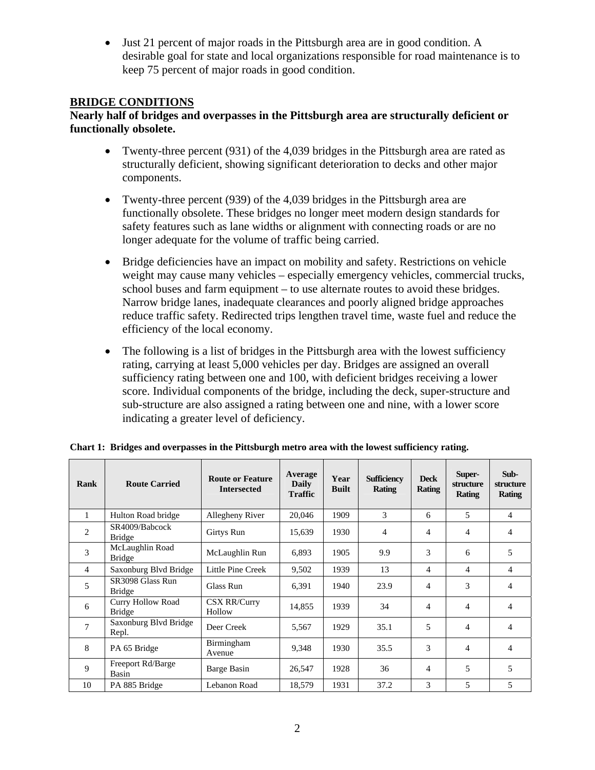- Just 21 percent of major roads in the Pittsburgh area are in good condition. A desirable goal for state and local organizations responsible for road maintenance is to keep 75 percent of major roads in good condition.

## BRIDGE CONDITIONS

**Nearly half of bridges and overpasses in the Pittsburgh area are structurally deficient or functionally obsolete.**

- Twenty-three percent (931) of the 4,039 bridges in the Pittsburgh area are rated as structurally deficient, showing significant deterioration to decks and other major components.
- Twenty-three percent (939) of the 4,039 bridges in the Pittsburgh area are functionally obsolete. These bridges no longer meet modern design standards for safety features such as lane widths or alignment with connecting roads or are no longer adequate for the volume of traffic being carried.
- Bridge deficiencies have an impact on mobility and safety. Restrictions on vehicle weight may cause many vehicles – especially emergency vehicles, commercial trucks, school buses and farm equipment – to use alternate routes to avoid these bridges. Narrow bridge lanes, inadequate clearances and poorly aligned bridge approaches reduce traffic safety. Redirected trips lengthen travel time, waste fuel and reduce the efficiency of the local economy.
- The following is a list of bridges in the Pittsburgh area with the lowest sufficiency rating, carrying at least 5,000 vehicles per day. Bridges are assigned an overall sufficiency rating between one and 100, with deficient bridges receiving a lower score. Individual components of the bridge, including the deck, super-structure and sub-structure are also assigned a rating between one and nine, with a lower score indicating a greater level of deficiency.

**Chart 1: Bridges and overpasses in the Pittsburgh metro area with the lowest sufficiency rating.**

| Rank | Route Carried | Route or Feature Intersected | Average Daily Traffic | Year Built | Sufficiency Rating | Deck Rating | Super-structure Rating | Sub-structure Rating |
|---|---|---|---|---|---|---|---|---|
| 1 | Hulton Road bridge | Allegheny River | 20,046 | 1909 | 3 | 6 | 5 | 4 |
| 2 | SR4009/Babcock Bridge | Girtys Run | 15,639 | 1930 | 4 | 4 | 4 | 4 |
| 3 | McLaughlin Road Bridge | McLaughlin Run | 6,893 | 1905 | 9.9 | 3 | 6 | 5 |
| 4 | Saxonburg Blvd Bridge | Little Pine Creek | 9,502 | 1939 | 13 | 4 | 4 | 4 |
| 5 | SR3098 Glass Run Bridge | Glass Run | 6,391 | 1940 | 23.9 | 4 | 3 | 4 |
| 6 | Curry Hollow Road Bridge | CSX RR/Curry Hollow | 14,855 | 1939 | 34 | 4 | 4 | 4 |
| 7 | Saxonburg Blvd Bridge Repl. | Deer Creek | 5,567 | 1929 | 35.1 | 5 | 4 | 4 |
| 8 | PA 65 Bridge | Birmingham Avenue | 9,348 | 1930 | 35.5 | 3 | 4 | 4 |
| 9 | Freeport Rd/Barge Basin | Barge Basin | 26,547 | 1928 | 36 | 4 | 5 | 5 |
| 10 | PA 885 Bridge | Lebanon Road | 18,579 | 1931 | 37.2 | 3 | 5 | 5 |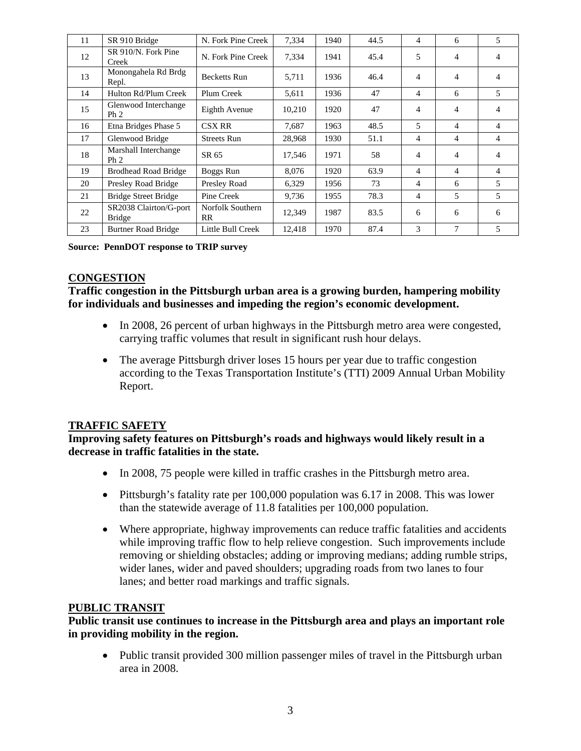| 11 | SR 910 Bridge | N. Fork Pine Creek | 7,334 | 1940 | 44.5 | 4 | 6 | 5 |
|---|---|---|---|---|---|---|---|---|
| 12 | SR 910/N. Fork Pine Creek | N. Fork Pine Creek | 7,334 | 1941 | 45.4 | 5 | 4 | 4 |
| 13 | Monongahela Rd Brdg Repl. | Becketts Run | 5,711 | 1936 | 46.4 | 4 | 4 | 4 |
| 14 | Hulton Rd/Plum Creek | Plum Creek | 5,611 | 1936 | 47 | 4 | 6 | 5 |
| 15 | Glenwood Interchange Ph 2 | Eighth Avenue | 10,210 | 1920 | 47 | 4 | 4 | 4 |
| 16 | Etna Bridges Phase 5 | CSX RR | 7,687 | 1963 | 48.5 | 5 | 4 | 4 |
| 17 | Glenwood Bridge | Streets Run | 28,968 | 1930 | 51.1 | 4 | 4 | 4 |
| 18 | Marshall Interchange Ph 2 | SR 65 | 17,546 | 1971 | 58 | 4 | 4 | 4 |
| 19 | Brodhead Road Bridge | Boggs Run | 8,076 | 1920 | 63.9 | 4 | 4 | 4 |
| 20 | Presley Road Bridge | Presley Road | 6,329 | 1956 | 73 | 4 | 6 | 5 |
| 21 | Bridge Street Bridge | Pine Creek | 9,736 | 1955 | 78.3 | 4 | 5 | 5 |
| 22 | SR2038 Clairton/G-port Bridge | Norfolk Southern RR | 12,349 | 1987 | 83.5 | 6 | 6 | 6 |
| 23 | Burtner Road Bridge | Little Bull Creek | 12,418 | 1970 | 87.4 | 3 | 7 | 5 |

**Source: PennDOT response to TRIP survey**

## CONGESTION

**Traffic congestion in the Pittsburgh urban area is a growing burden, hampering mobility for individuals and businesses and impeding the region's economic development.**

- In 2008, 26 percent of urban highways in the Pittsburgh metro area were congested, carrying traffic volumes that result in significant rush hour delays.
- The average Pittsburgh driver loses 15 hours per year due to traffic congestion according to the Texas Transportation Institute's (TTI) 2009 Annual Urban Mobility Report.

## TRAFFIC SAFETY

**Improving safety features on Pittsburgh's roads and highways would likely result in a decrease in traffic fatalities in the state.**

- In 2008, 75 people were killed in traffic crashes in the Pittsburgh metro area.
- Pittsburgh's fatality rate per 100,000 population was 6.17 in 2008. This was lower than the statewide average of 11.8 fatalities per 100,000 population.
- Where appropriate, highway improvements can reduce traffic fatalities and accidents while improving traffic flow to help relieve congestion. Such improvements include removing or shielding obstacles; adding or improving medians; adding rumble strips, wider lanes, wider and paved shoulders; upgrading roads from two lanes to four lanes; and better road markings and traffic signals.

## PUBLIC TRANSIT

**Public transit use continues to increase in the Pittsburgh area and plays an important role in providing mobility in the region.**

- Public transit provided 300 million passenger miles of travel in the Pittsburgh urban area in 2008.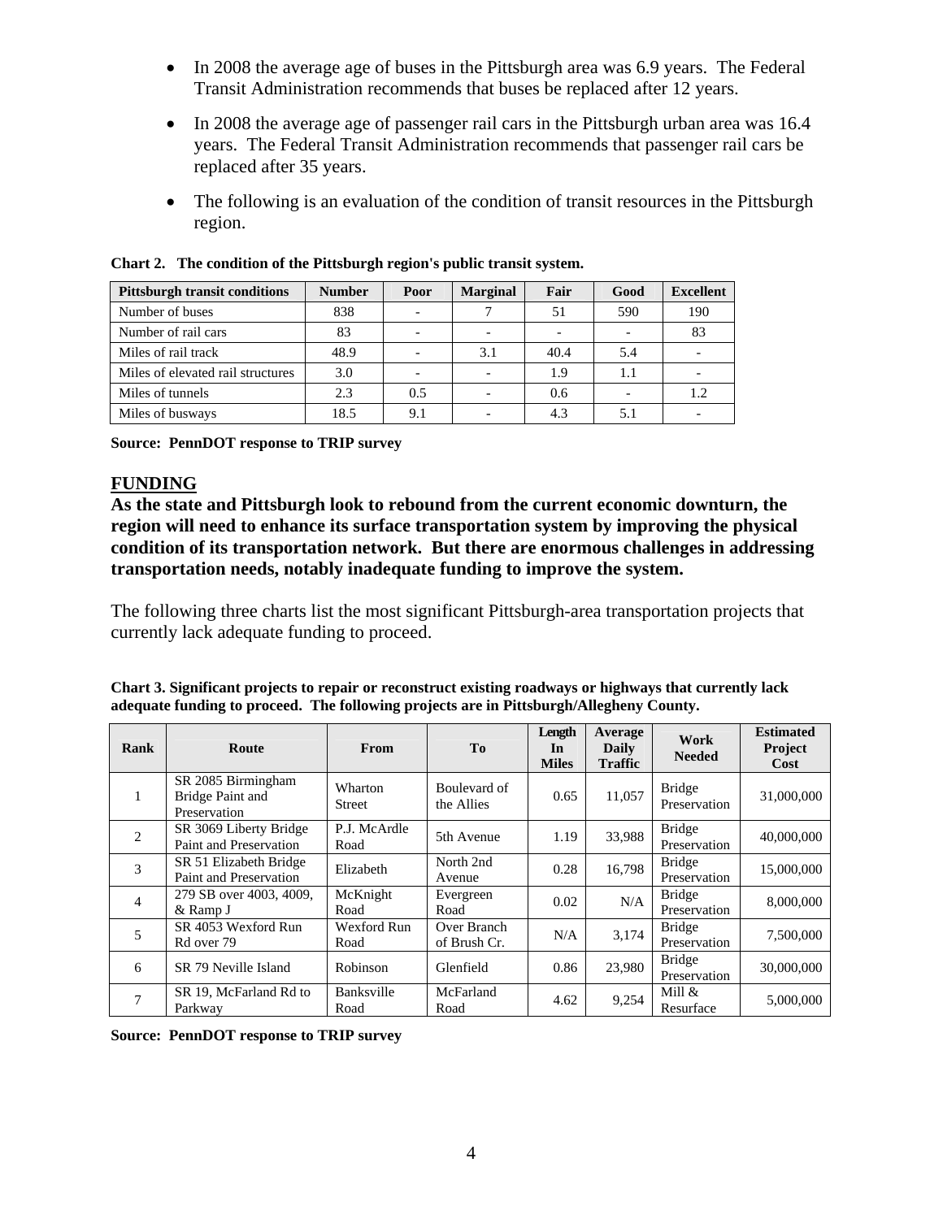- In 2008 the average age of buses in the Pittsburgh area was 6.9 years. The Federal Transit Administration recommends that buses be replaced after 12 years.

- In 2008 the average age of passenger rail cars in the Pittsburgh urban area was 16.4 years. The Federal Transit Administration recommends that passenger rail cars be replaced after 35 years.

- The following is an evaluation of the condition of transit resources in the Pittsburgh region.

**Chart 2. The condition of the Pittsburgh region's public transit system.**

| Pittsburgh transit conditions | Number | Poor | Marginal | Fair | Good | Excellent |
|---|---|---|---|---|---|---|
| Number of buses | 838 | - | 7 | 51 | 590 | 190 |
| Number of rail cars | 83 | - | - | - | - | 83 |
| Miles of rail track | 48.9 | - | 3.1 | 40.4 | 5.4 | - |
| Miles of elevated rail structures | 3.0 | - | - | 1.9 | 1.1 | - |
| Miles of tunnels | 2.3 | 0.5 | - | 0.6 | - | 1.2 |
| Miles of busways | 18.5 | 9.1 | - | 4.3 | 5.1 | - |

**Source: PennDOT response to TRIP survey**

## FUNDING

**As the state and Pittsburgh look to rebound from the current economic downturn, the region will need to enhance its surface transportation system by improving the physical condition of its transportation network. But there are enormous challenges in addressing transportation needs, notably inadequate funding to improve the system.**

The following three charts list the most significant Pittsburgh-area transportation projects that currently lack adequate funding to proceed.

**Chart 3. Significant projects to repair or reconstruct existing roadways or highways that currently lack adequate funding to proceed. The following projects are in Pittsburgh/Allegheny County.**

| Rank | Route | From | To | Length In Miles | Average Daily Traffic | Work Needed | Estimated Project Cost |
|---|---|---|---|---|---|---|---|
| 1 | SR 2085 Birmingham Bridge Paint and Preservation | Wharton Street | Boulevard of the Allies | 0.65 | 11,057 | Bridge Preservation | 31,000,000 |
| 2 | SR 3069 Liberty Bridge Paint and Preservation | P.J. McArdle Road | 5th Avenue | 1.19 | 33,988 | Bridge Preservation | 40,000,000 |
| 3 | SR 51 Elizabeth Bridge Paint and Preservation | Elizabeth | North 2nd Avenue | 0.28 | 16,798 | Bridge Preservation | 15,000,000 |
| 4 | 279 SB over 4003, 4009, & Ramp J | McKnight Road | Evergreen Road | 0.02 | N/A | Bridge Preservation | 8,000,000 |
| 5 | SR 4053 Wexford Run Rd over 79 | Wexford Run Road | Over Branch of Brush Cr. | N/A | 3,174 | Bridge Preservation | 7,500,000 |
| 6 | SR 79 Neville Island | Robinson | Glenfield | 0.86 | 23,980 | Bridge Preservation | 30,000,000 |
| 7 | SR 19, McFarland Rd to Parkway | Banksville Road | McFarland Road | 4.62 | 9,254 | Mill & Resurface | 5,000,000 |

**Source: PennDOT response to TRIP survey**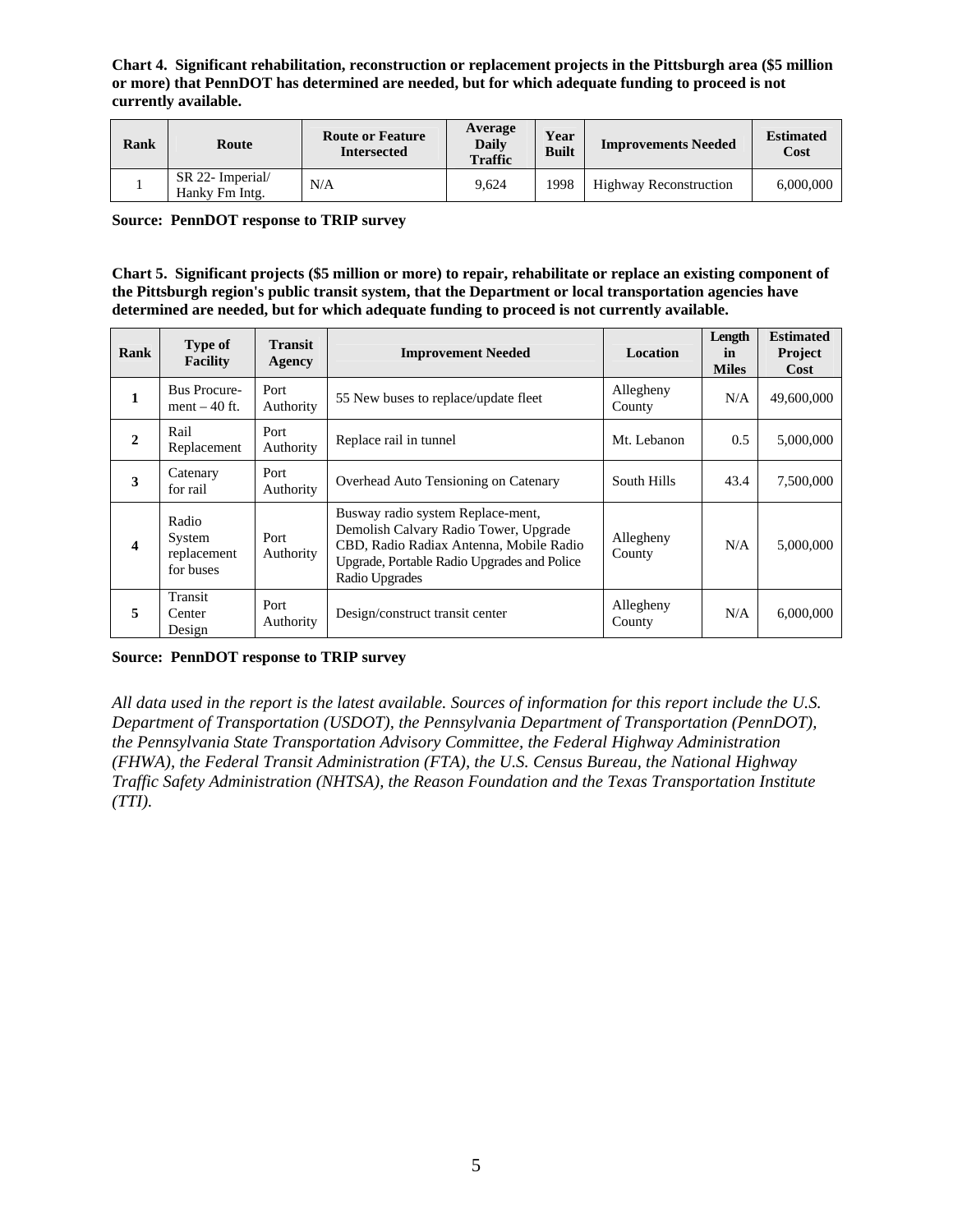**Chart 4. Significant rehabilitation, reconstruction or replacement projects in the Pittsburgh area ($5 million or more) that PennDOT has determined are needed, but for which adequate funding to proceed is not currently available.**

| Rank | Route | Route or Feature Intersected | Average Daily Traffic | Year Built | Improvements Needed | Estimated Cost |
|---|---|---|---|---|---|---|
| 1 | SR 22- Imperial/ Hanky Fm Intg. | N/A | 9,624 | 1998 | Highway Reconstruction | 6,000,000 |

**Source: PennDOT response to TRIP survey**

**Chart 5. Significant projects ($5 million or more) to repair, rehabilitate or replace an existing component of the Pittsburgh region's public transit system, that the Department or local transportation agencies have determined are needed, but for which adequate funding to proceed is not currently available.**

| Rank | Type of Facility | Transit Agency | Improvement Needed | Location | Length in Miles | Estimated Project Cost |
|---|---|---|---|---|---|---|
| 1 | Bus Procure-ment – 40 ft. | Port Authority | 55 New buses to replace/update fleet | Allegheny County | N/A | 49,600,000 |
| 2 | Rail Replacement | Port Authority | Replace rail in tunnel | Mt. Lebanon | 0.5 | 5,000,000 |
| 3 | Catenary for rail | Port Authority | Overhead Auto Tensioning on Catenary | South Hills | 43.4 | 7,500,000 |
| 4 | Radio System replacement for buses | Port Authority | Busway radio system Replace-ment, Demolish Calvary Radio Tower, Upgrade CBD, Radio Radiax Antenna, Mobile Radio Upgrade, Portable Radio Upgrades and Police Radio Upgrades | Allegheny County | N/A | 5,000,000 |
| 5 | Transit Center Design | Port Authority | Design/construct transit center | Allegheny County | N/A | 6,000,000 |

**Source: PennDOT response to TRIP survey**

*All data used in the report is the latest available. Sources of information for this report include the U.S. Department of Transportation (USDOT), the Pennsylvania Department of Transportation (PennDOT), the Pennsylvania State Transportation Advisory Committee, the Federal Highway Administration (FHWA), the Federal Transit Administration (FTA), the U.S. Census Bureau, the National Highway Traffic Safety Administration (NHTSA), the Reason Foundation and the Texas Transportation Institute (TTI).*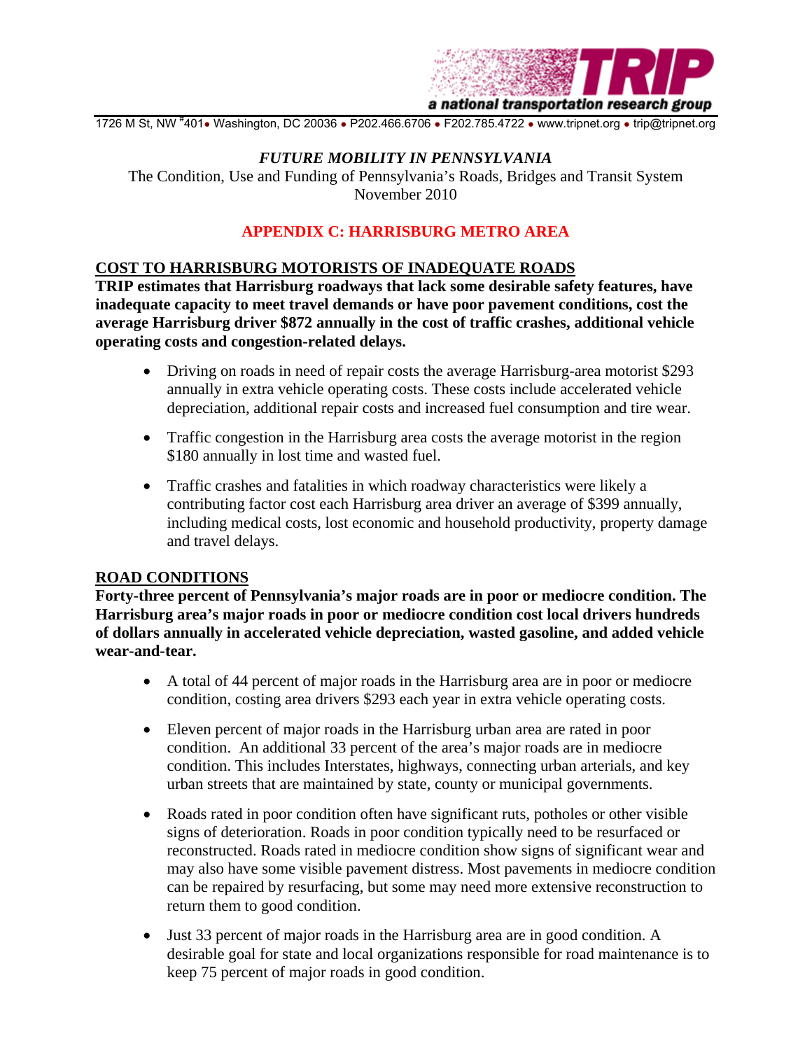TRIP

a national transportation research group

1726 M St, NW #401 • Washington, DC 20036 • P202.466.6706 • F202.785.4722 • www.tripnet.org • trip@tripnet.org

*FUTURE MOBILITY IN PENNSYLVANIA*

The Condition, Use and Funding of Pennsylvania's Roads, Bridges and Transit System

November 2010

# APPENDIX C: HARRISBURG METRO AREA

## COST TO HARRISBURG MOTORISTS OF INADEQUATE ROADS

**TRIP estimates that Harrisburg roadways that lack some desirable safety features, have inadequate capacity to meet travel demands or have poor pavement conditions, cost the average Harrisburg driver $872 annually in the cost of traffic crashes, additional vehicle operating costs and congestion-related delays.**

- Driving on roads in need of repair costs the average Harrisburg-area motorist $293 annually in extra vehicle operating costs. These costs include accelerated vehicle depreciation, additional repair costs and increased fuel consumption and tire wear.
- Traffic congestion in the Harrisburg area costs the average motorist in the region $180 annually in lost time and wasted fuel.
- Traffic crashes and fatalities in which roadway characteristics were likely a contributing factor cost each Harrisburg area driver an average of $399 annually, including medical costs, lost economic and household productivity, property damage and travel delays.

## ROAD CONDITIONS

**Forty-three percent of Pennsylvania's major roads are in poor or mediocre condition. The Harrisburg area's major roads in poor or mediocre condition cost local drivers hundreds of dollars annually in accelerated vehicle depreciation, wasted gasoline, and added vehicle wear-and-tear.**

- A total of 44 percent of major roads in the Harrisburg area are in poor or mediocre condition, costing area drivers $293 each year in extra vehicle operating costs.
- Eleven percent of major roads in the Harrisburg urban area are rated in poor condition. An additional 33 percent of the area's major roads are in mediocre condition. This includes Interstates, highways, connecting urban arterials, and key urban streets that are maintained by state, county or municipal governments.
- Roads rated in poor condition often have significant ruts, potholes or other visible signs of deterioration. Roads in poor condition typically need to be resurfaced or reconstructed. Roads rated in mediocre condition show signs of significant wear and may also have some visible pavement distress. Most pavements in mediocre condition can be repaired by resurfacing, but some may need more extensive reconstruction to return them to good condition.
- Just 33 percent of major roads in the Harrisburg area are in good condition. A desirable goal for state and local organizations responsible for road maintenance is to keep 75 percent of major roads in good condition.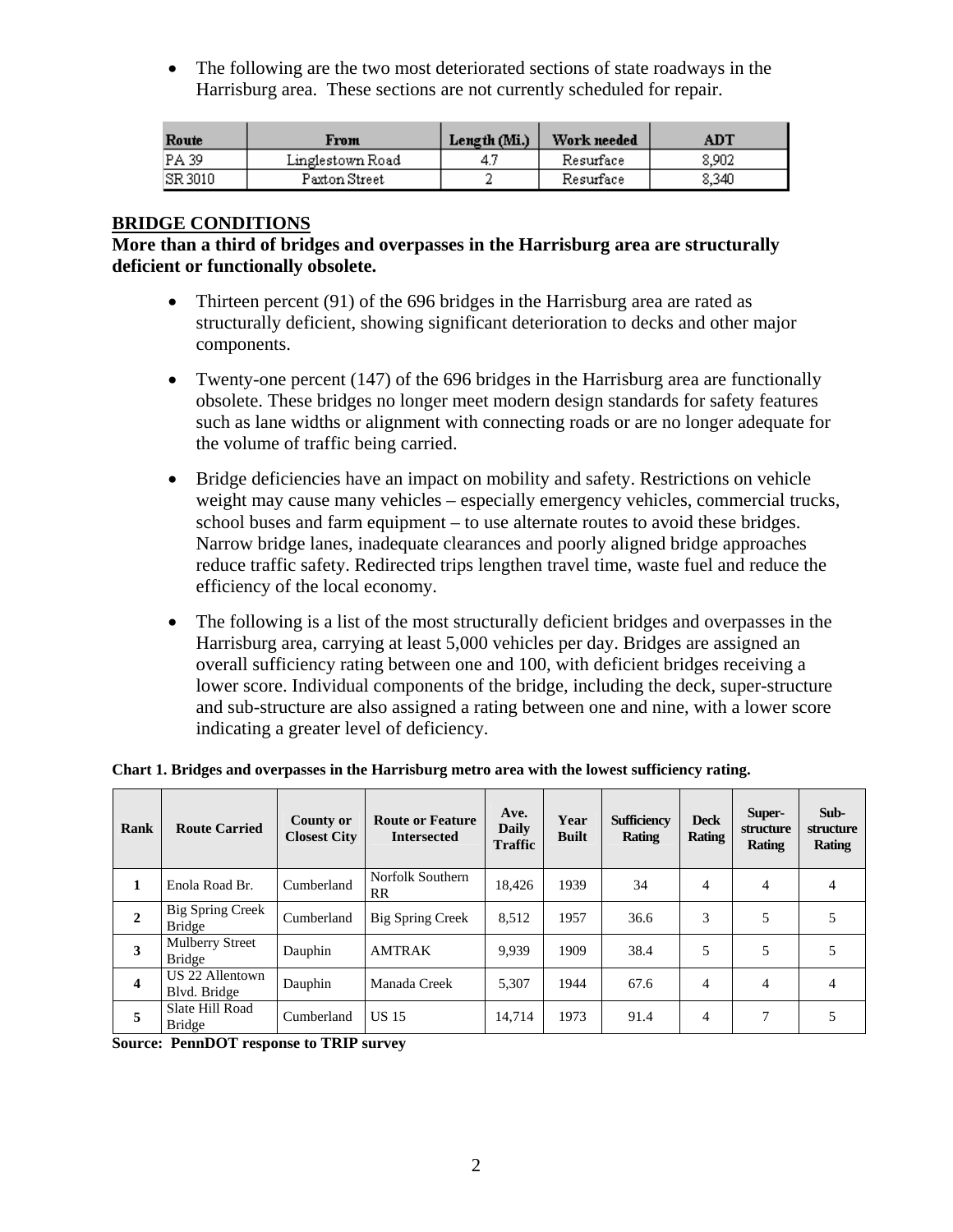- The following are the two most deteriorated sections of state roadways in the Harrisburg area. These sections are not currently scheduled for repair.

| Route | From | Length (Mi.) | Work needed | ADT |
|---|---|---|---|---|
| PA 39 | Linglestown Road | 4.7 | Resurface | 8,902 |
| SR 3010 | Paxton Street | 2 | Resurface | 8,340 |

## BRIDGE CONDITIONS

**More than a third of bridges and overpasses in the Harrisburg area are structurally deficient or functionally obsolete.**

- Thirteen percent (91) of the 696 bridges in the Harrisburg area are rated as structurally deficient, showing significant deterioration to decks and other major components.
- Twenty-one percent (147) of the 696 bridges in the Harrisburg area are functionally obsolete. These bridges no longer meet modern design standards for safety features such as lane widths or alignment with connecting roads or are no longer adequate for the volume of traffic being carried.
- Bridge deficiencies have an impact on mobility and safety. Restrictions on vehicle weight may cause many vehicles – especially emergency vehicles, commercial trucks, school buses and farm equipment – to use alternate routes to avoid these bridges. Narrow bridge lanes, inadequate clearances and poorly aligned bridge approaches reduce traffic safety. Redirected trips lengthen travel time, waste fuel and reduce the efficiency of the local economy.
- The following is a list of the most structurally deficient bridges and overpasses in the Harrisburg area, carrying at least 5,000 vehicles per day. Bridges are assigned an overall sufficiency rating between one and 100, with deficient bridges receiving a lower score. Individual components of the bridge, including the deck, super-structure and sub-structure are also assigned a rating between one and nine, with a lower score indicating a greater level of deficiency.

**Chart 1. Bridges and overpasses in the Harrisburg metro area with the lowest sufficiency rating.**

| Rank | Route Carried | County or Closest City | Route or Feature Intersected | Ave. Daily Traffic | Year Built | Sufficiency Rating | Deck Rating | Super-structure Rating | Sub-structure Rating |
|---|---|---|---|---|---|---|---|---|---|
| 1 | Enola Road Br. | Cumberland | Norfolk Southern RR | 18,426 | 1939 | 34 | 4 | 4 | 4 |
| 2 | Big Spring Creek Bridge | Cumberland | Big Spring Creek | 8,512 | 1957 | 36.6 | 3 | 5 | 5 |
| 3 | Mulberry Street Bridge | Dauphin | AMTRAK | 9,939 | 1909 | 38.4 | 5 | 5 | 5 |
| 4 | US 22 Allentown Blvd. Bridge | Dauphin | Manada Creek | 5,307 | 1944 | 67.6 | 4 | 4 | 4 |
| 5 | Slate Hill Road Bridge | Cumberland | US 15 | 14,714 | 1973 | 91.4 | 4 | 7 | 5 |

**Source: PennDOT response to TRIP survey**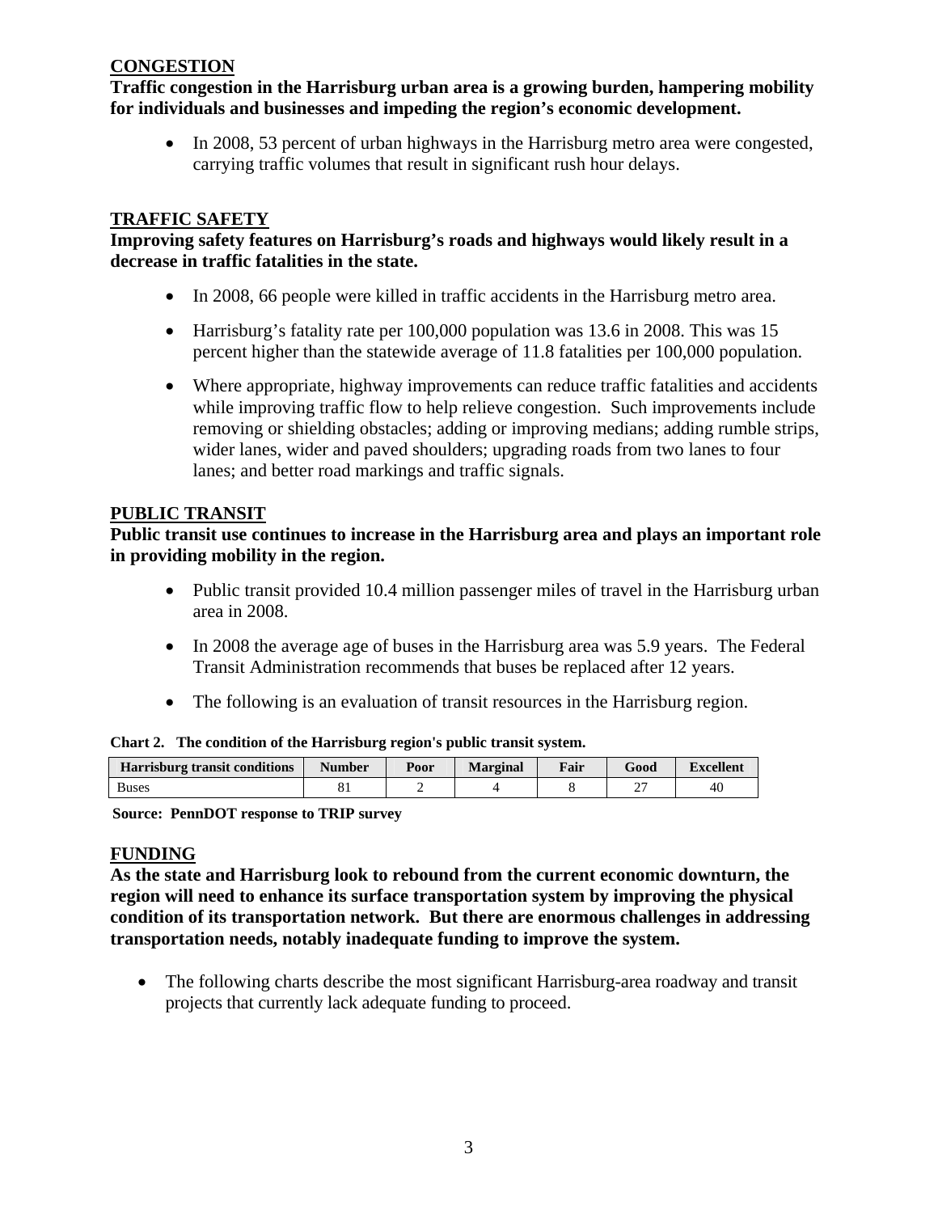## CONGESTION

**Traffic congestion in the Harrisburg urban area is a growing burden, hampering mobility for individuals and businesses and impeding the region's economic development.**

- In 2008, 53 percent of urban highways in the Harrisburg metro area were congested, carrying traffic volumes that result in significant rush hour delays.

## TRAFFIC SAFETY

**Improving safety features on Harrisburg's roads and highways would likely result in a decrease in traffic fatalities in the state.**

- In 2008, 66 people were killed in traffic accidents in the Harrisburg metro area.
- Harrisburg's fatality rate per 100,000 population was 13.6 in 2008. This was 15 percent higher than the statewide average of 11.8 fatalities per 100,000 population.
- Where appropriate, highway improvements can reduce traffic fatalities and accidents while improving traffic flow to help relieve congestion. Such improvements include removing or shielding obstacles; adding or improving medians; adding rumble strips, wider lanes, wider and paved shoulders; upgrading roads from two lanes to four lanes; and better road markings and traffic signals.

## PUBLIC TRANSIT

**Public transit use continues to increase in the Harrisburg area and plays an important role in providing mobility in the region.**

- Public transit provided 10.4 million passenger miles of travel in the Harrisburg urban area in 2008.
- In 2008 the average age of buses in the Harrisburg area was 5.9 years. The Federal Transit Administration recommends that buses be replaced after 12 years.
- The following is an evaluation of transit resources in the Harrisburg region.

**Chart 2. The condition of the Harrisburg region's public transit system.**

| Harrisburg transit conditions | Number | Poor | Marginal | Fair | Good | Excellent |
|---|---|---|---|---|---|---|
| Buses | 81 | 2 | 4 | 8 | 27 | 40 |

**Source: PennDOT response to TRIP survey**

## FUNDING

**As the state and Harrisburg look to rebound from the current economic downturn, the region will need to enhance its surface transportation system by improving the physical condition of its transportation network. But there are enormous challenges in addressing transportation needs, notably inadequate funding to improve the system.**

- The following charts describe the most significant Harrisburg-area roadway and transit projects that currently lack adequate funding to proceed.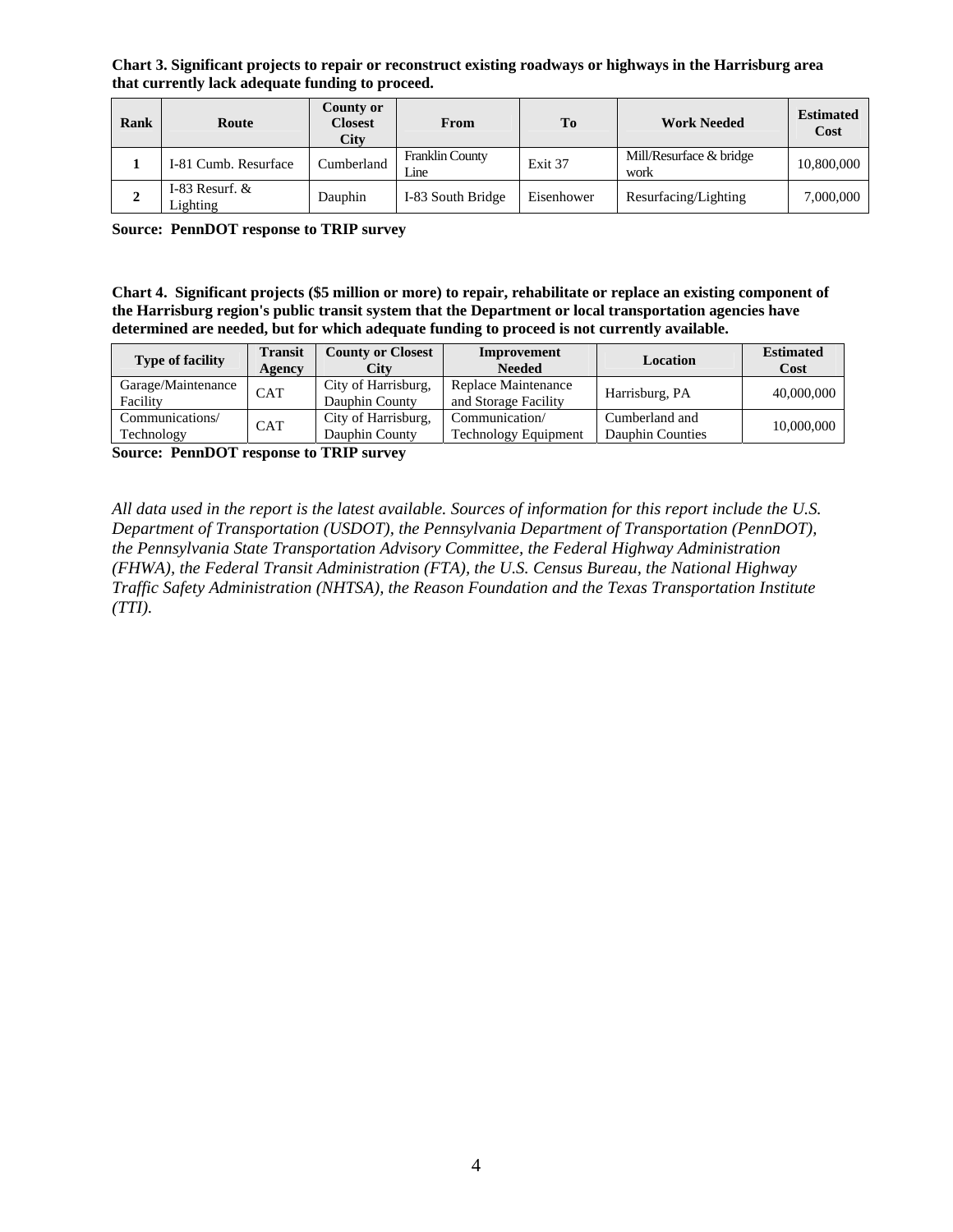**Chart 3. Significant projects to repair or reconstruct existing roadways or highways in the Harrisburg area that currently lack adequate funding to proceed.**

| Rank | Route | County or Closest City | From | To | Work Needed | Estimated Cost |
|---|---|---|---|---|---|---|
| 1 | I-81 Cumb. Resurface | Cumberland | Franklin County Line | Exit 37 | Mill/Resurface & bridge work | 10,800,000 |
| 2 | I-83 Resurf. & Lighting | Dauphin | I-83 South Bridge | Eisenhower | Resurfacing/Lighting | 7,000,000 |

**Source: PennDOT response to TRIP survey**

**Chart 4. Significant projects ($5 million or more) to repair, rehabilitate or replace an existing component of the Harrisburg region's public transit system that the Department or local transportation agencies have determined are needed, but for which adequate funding to proceed is not currently available.**

| Type of facility | Transit Agency | County or Closest City | Improvement Needed | Location | Estimated Cost |
|---|---|---|---|---|---|
| Garage/Maintenance Facility | CAT | City of Harrisburg, Dauphin County | Replace Maintenance and Storage Facility | Harrisburg, PA | 40,000,000 |
| Communications/ Technology | CAT | City of Harrisburg, Dauphin County | Communication/ Technology Equipment | Cumberland and Dauphin Counties | 10,000,000 |

**Source: PennDOT response to TRIP survey**

*All data used in the report is the latest available. Sources of information for this report include the U.S. Department of Transportation (USDOT), the Pennsylvania Department of Transportation (PennDOT), the Pennsylvania State Transportation Advisory Committee, the Federal Highway Administration (FHWA), the Federal Transit Administration (FTA), the U.S. Census Bureau, the National Highway Traffic Safety Administration (NHTSA), the Reason Foundation and the Texas Transportation Institute (TTI).*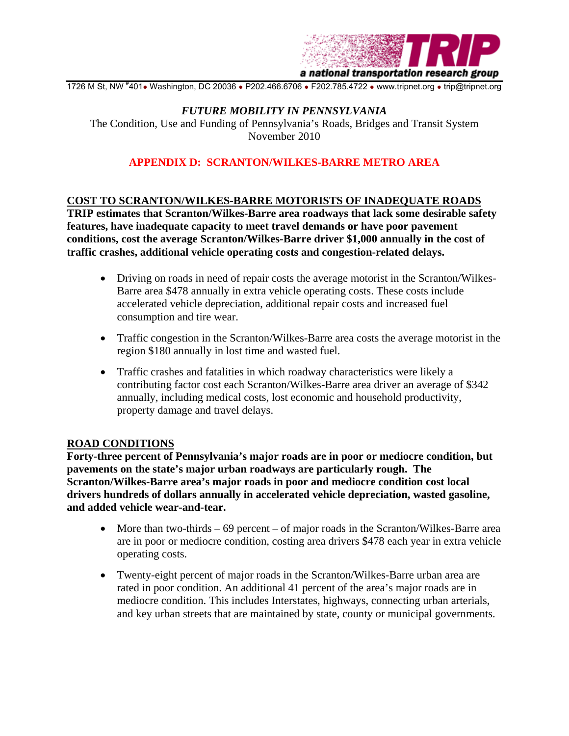**TRIP**
*a national transportation research group*

1726 M St, NW #401 • Washington, DC 20036 • P202.466.6706 • F202.785.4722 • www.tripnet.org • trip@tripnet.org

*FUTURE MOBILITY IN PENNSYLVANIA*
The Condition, Use and Funding of Pennsylvania's Roads, Bridges and Transit System
November 2010

## APPENDIX D: SCRANTON/WILKES-BARRE METRO AREA

### COST TO SCRANTON/WILKES-BARRE MOTORISTS OF INADEQUATE ROADS

**TRIP estimates that Scranton/Wilkes-Barre area roadways that lack some desirable safety features, have inadequate capacity to meet travel demands or have poor pavement conditions, cost the average Scranton/Wilkes-Barre driver $1,000 annually in the cost of traffic crashes, additional vehicle operating costs and congestion-related delays.**

- Driving on roads in need of repair costs the average motorist in the Scranton/Wilkes-Barre area $478 annually in extra vehicle operating costs. These costs include accelerated vehicle depreciation, additional repair costs and increased fuel consumption and tire wear.
- Traffic congestion in the Scranton/Wilkes-Barre area costs the average motorist in the region $180 annually in lost time and wasted fuel.
- Traffic crashes and fatalities in which roadway characteristics were likely a contributing factor cost each Scranton/Wilkes-Barre area driver an average of $342 annually, including medical costs, lost economic and household productivity, property damage and travel delays.

### ROAD CONDITIONS

**Forty-three percent of Pennsylvania's major roads are in poor or mediocre condition, but pavements on the state's major urban roadways are particularly rough. The Scranton/Wilkes-Barre area's major roads in poor and mediocre condition cost local drivers hundreds of dollars annually in accelerated vehicle depreciation, wasted gasoline, and added vehicle wear-and-tear.**

- More than two-thirds – 69 percent – of major roads in the Scranton/Wilkes-Barre area are in poor or mediocre condition, costing area drivers $478 each year in extra vehicle operating costs.
- Twenty-eight percent of major roads in the Scranton/Wilkes-Barre urban area are rated in poor condition. An additional 41 percent of the area's major roads are in mediocre condition. This includes Interstates, highways, connecting urban arterials, and key urban streets that are maintained by state, county or municipal governments.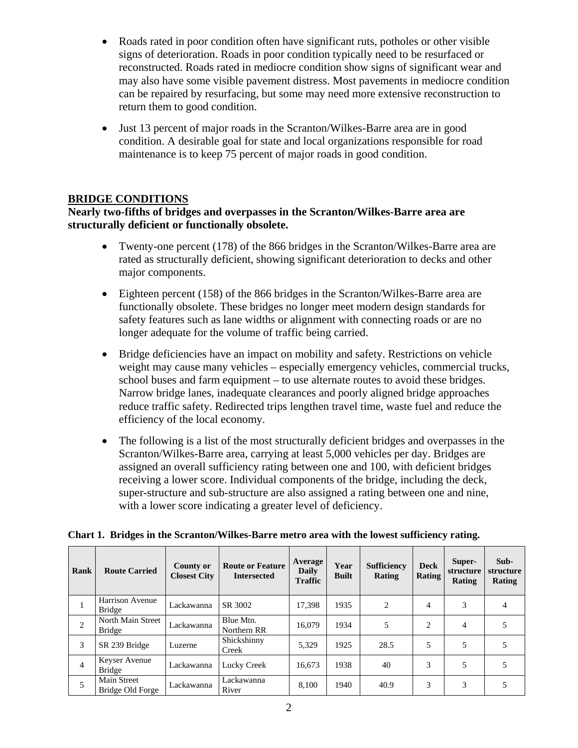- Roads rated in poor condition often have significant ruts, potholes or other visible signs of deterioration. Roads in poor condition typically need to be resurfaced or reconstructed. Roads rated in mediocre condition show signs of significant wear and may also have some visible pavement distress. Most pavements in mediocre condition can be repaired by resurfacing, but some may need more extensive reconstruction to return them to good condition.

- Just 13 percent of major roads in the Scranton/Wilkes-Barre area are in good condition. A desirable goal for state and local organizations responsible for road maintenance is to keep 75 percent of major roads in good condition.

## BRIDGE CONDITIONS

**Nearly two-fifths of bridges and overpasses in the Scranton/Wilkes-Barre area are structurally deficient or functionally obsolete.**

- Twenty-one percent (178) of the 866 bridges in the Scranton/Wilkes-Barre area are rated as structurally deficient, showing significant deterioration to decks and other major components.

- Eighteen percent (158) of the 866 bridges in the Scranton/Wilkes-Barre area are functionally obsolete. These bridges no longer meet modern design standards for safety features such as lane widths or alignment with connecting roads or are no longer adequate for the volume of traffic being carried.

- Bridge deficiencies have an impact on mobility and safety. Restrictions on vehicle weight may cause many vehicles – especially emergency vehicles, commercial trucks, school buses and farm equipment – to use alternate routes to avoid these bridges. Narrow bridge lanes, inadequate clearances and poorly aligned bridge approaches reduce traffic safety. Redirected trips lengthen travel time, waste fuel and reduce the efficiency of the local economy.

- The following is a list of the most structurally deficient bridges and overpasses in the Scranton/Wilkes-Barre area, carrying at least 5,000 vehicles per day. Bridges are assigned an overall sufficiency rating between one and 100, with deficient bridges receiving a lower score. Individual components of the bridge, including the deck, super-structure and sub-structure are also assigned a rating between one and nine, with a lower score indicating a greater level of deficiency.

**Chart 1. Bridges in the Scranton/Wilkes-Barre metro area with the lowest sufficiency rating.**

| Rank | Route Carried | County or Closest City | Route or Feature Intersected | Average Daily Traffic | Year Built | Sufficiency Rating | Deck Rating | Super-structure Rating | Sub-structure Rating |
|---|---|---|---|---|---|---|---|---|---|
| 1 | Harrison Avenue Bridge | Lackawanna | SR 3002 | 17,398 | 1935 | 2 | 4 | 3 | 4 |
| 2 | North Main Street Bridge | Lackawanna | Blue Mtn. Northern RR | 16,079 | 1934 | 5 | 2 | 4 | 5 |
| 3 | SR 239 Bridge | Luzerne | Shickshinny Creek | 5,329 | 1925 | 28.5 | 5 | 5 | 5 |
| 4 | Keyser Avenue Bridge | Lackawanna | Lucky Creek | 16,673 | 1938 | 40 | 3 | 5 | 5 |
| 5 | Main Street Bridge Old Forge | Lackawanna | Lackawanna River | 8,100 | 1940 | 40.9 | 3 | 3 | 5 |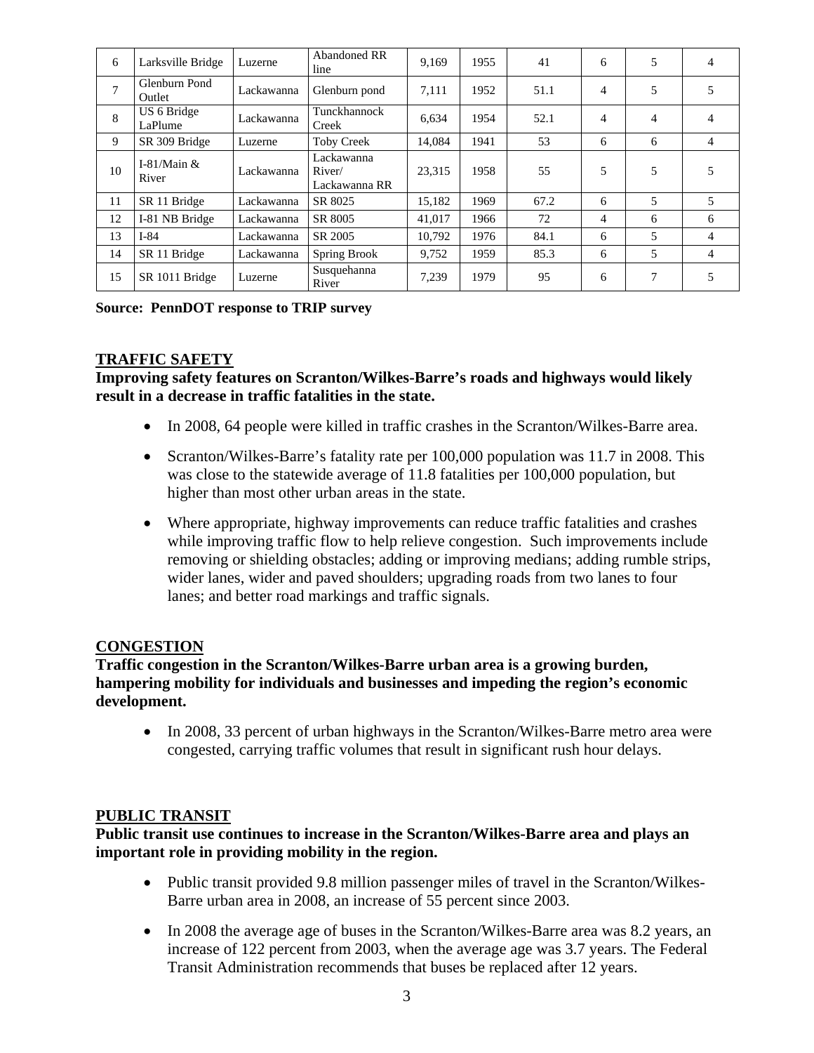| 6 | Larksville Bridge | Luzerne | Abandoned RR line | 9,169 | 1955 | 41 | 6 | 5 | 4 |
|---|---|---|---|---|---|---|---|---|---|
| 7 | Glenburn Pond Outlet | Lackawanna | Glenburn pond | 7,111 | 1952 | 51.1 | 4 | 5 | 5 |
| 8 | US 6 Bridge LaPlume | Lackawanna | Tunckhannock Creek | 6,634 | 1954 | 52.1 | 4 | 4 | 4 |
| 9 | SR 309 Bridge | Luzerne | Toby Creek | 14,084 | 1941 | 53 | 6 | 6 | 4 |
| 10 | I-81/Main & River | Lackawanna | Lackawanna River/ Lackawanna RR | 23,315 | 1958 | 55 | 5 | 5 | 5 |
| 11 | SR 11 Bridge | Lackawanna | SR 8025 | 15,182 | 1969 | 67.2 | 6 | 5 | 5 |
| 12 | I-81 NB Bridge | Lackawanna | SR 8005 | 41,017 | 1966 | 72 | 4 | 6 | 6 |
| 13 | I-84 | Lackawanna | SR 2005 | 10,792 | 1976 | 84.1 | 6 | 5 | 4 |
| 14 | SR 11 Bridge | Lackawanna | Spring Brook | 9,752 | 1959 | 85.3 | 6 | 5 | 4 |
| 15 | SR 1011 Bridge | Luzerne | Susquehanna River | 7,239 | 1979 | 95 | 6 | 7 | 5 |

**Source: PennDOT response to TRIP survey**

## TRAFFIC SAFETY

**Improving safety features on Scranton/Wilkes-Barre's roads and highways would likely result in a decrease in traffic fatalities in the state.**

- In 2008, 64 people were killed in traffic crashes in the Scranton/Wilkes-Barre area.
- Scranton/Wilkes-Barre's fatality rate per 100,000 population was 11.7 in 2008. This was close to the statewide average of 11.8 fatalities per 100,000 population, but higher than most other urban areas in the state.
- Where appropriate, highway improvements can reduce traffic fatalities and crashes while improving traffic flow to help relieve congestion. Such improvements include removing or shielding obstacles; adding or improving medians; adding rumble strips, wider lanes, wider and paved shoulders; upgrading roads from two lanes to four lanes; and better road markings and traffic signals.

## CONGESTION

**Traffic congestion in the Scranton/Wilkes-Barre urban area is a growing burden, hampering mobility for individuals and businesses and impeding the region's economic development.**

- In 2008, 33 percent of urban highways in the Scranton/Wilkes-Barre metro area were congested, carrying traffic volumes that result in significant rush hour delays.

## PUBLIC TRANSIT

**Public transit use continues to increase in the Scranton/Wilkes-Barre area and plays an important role in providing mobility in the region.**

- Public transit provided 9.8 million passenger miles of travel in the Scranton/Wilkes-Barre urban area in 2008, an increase of 55 percent since 2003.
- In 2008 the average age of buses in the Scranton/Wilkes-Barre area was 8.2 years, an increase of 122 percent from 2003, when the average age was 3.7 years. The Federal Transit Administration recommends that buses be replaced after 12 years.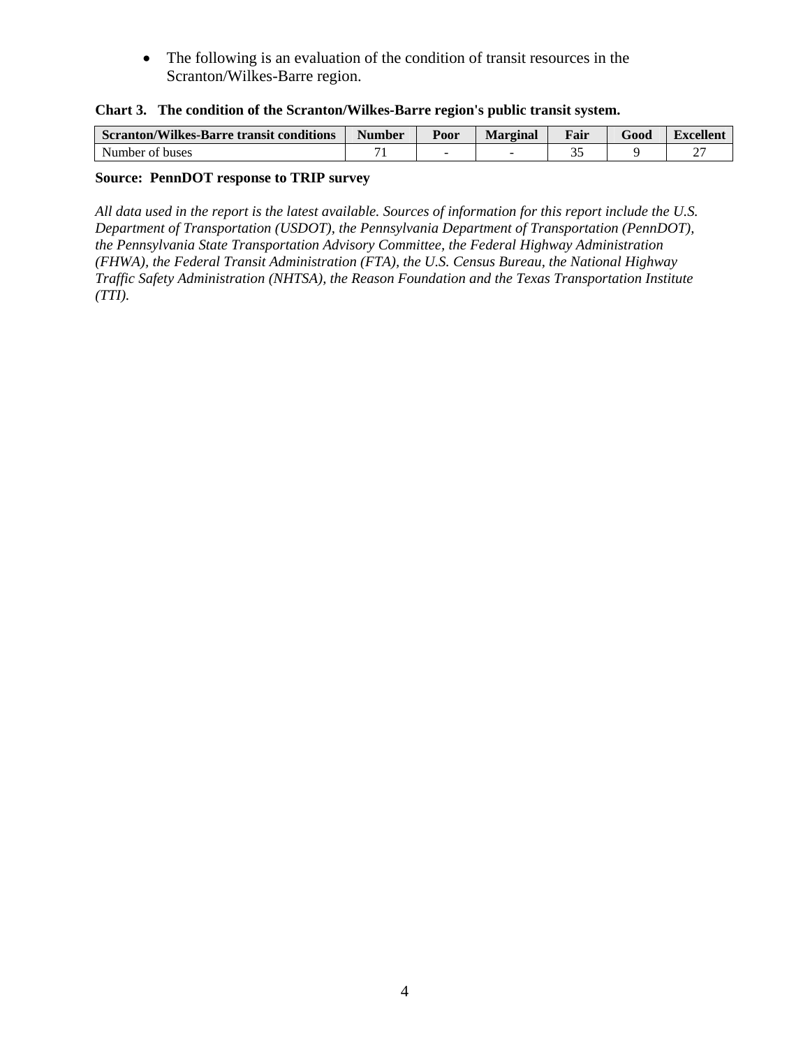- The following is an evaluation of the condition of transit resources in the Scranton/Wilkes-Barre region.

**Chart 3. The condition of the Scranton/Wilkes-Barre region's public transit system.**

| Scranton/Wilkes-Barre transit conditions | Number | Poor | Marginal | Fair | Good | Excellent |
|---|---|---|---|---|---|---|
| Number of buses | 71 | - | - | 35 | 9 | 27 |

**Source: PennDOT response to TRIP survey**

*All data used in the report is the latest available. Sources of information for this report include the U.S. Department of Transportation (USDOT), the Pennsylvania Department of Transportation (PennDOT), the Pennsylvania State Transportation Advisory Committee, the Federal Highway Administration (FHWA), the Federal Transit Administration (FTA), the U.S. Census Bureau, the National Highway Traffic Safety Administration (NHTSA), the Reason Foundation and the Texas Transportation Institute (TTI).*